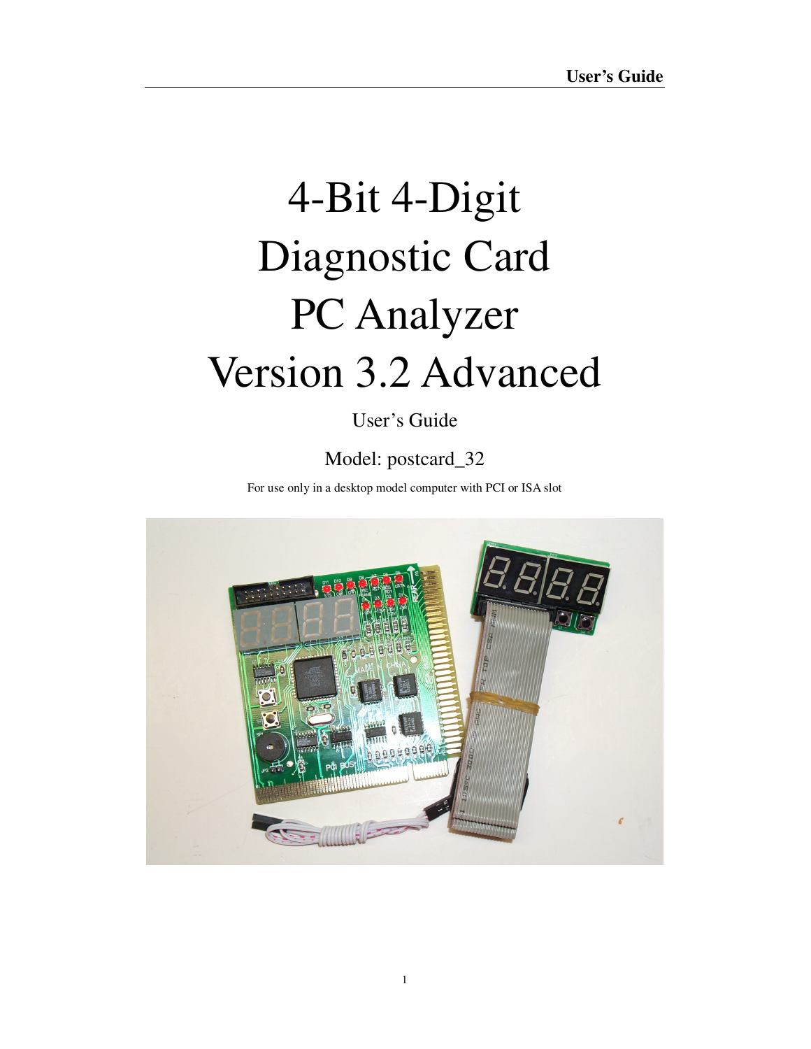# 4-Bit 4-Digit Diagnostic Card PC Analyzer Version 3.2 Advanced

User's Guide

Model: postcard_32

For use only in a desktop model computer with PCI or ISA slot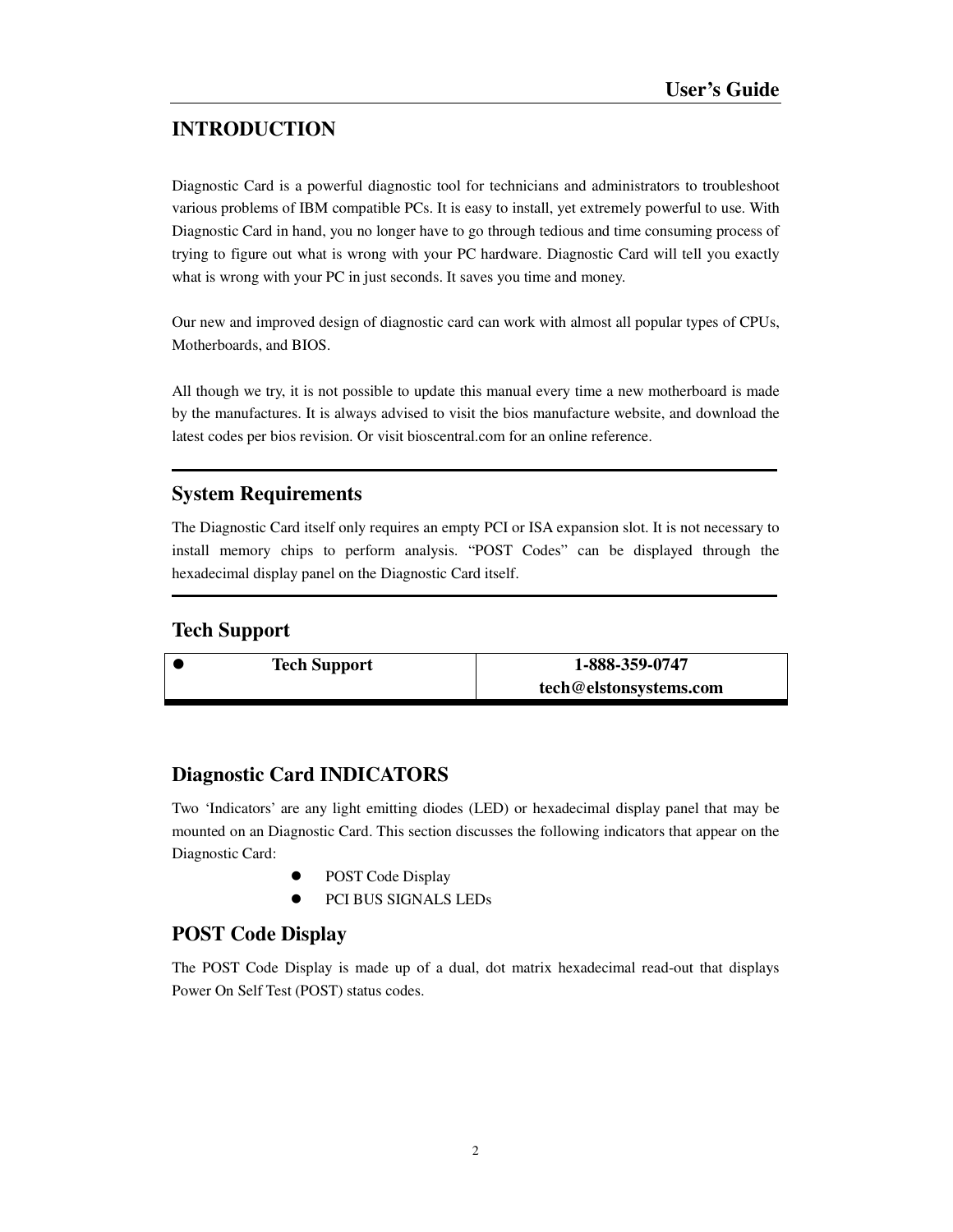## INTRODUCTION

Diagnostic Card is a powerful diagnostic tool for technicians and administrators to troubleshoot various problems of IBM compatible PCs. It is easy to install, yet extremely powerful to use. With Diagnostic Card in hand, you no longer have to go through tedious and time consuming process of trying to figure out what is wrong with your PC hardware. Diagnostic Card will tell you exactly what is wrong with your PC in just seconds. It saves you time and money.

Our new and improved design of diagnostic card can work with almost all popular types of CPUs, Motherboards, and BIOS.

All though we try, it is not possible to update this manual every time a new motherboard is made by the manufactures. It is always advised to visit the bios manufacture website, and download the latest codes per bios revision. Or visit bioscentral.com for an online reference.

---

## System Requirements

The Diagnostic Card itself only requires an empty PCI or ISA expansion slot. It is not necessary to install memory chips to perform analysis. "POST Codes" can be displayed through the hexadecimal display panel on the Diagnostic Card itself.

---

## Tech Support

| • Tech Support | 1-888-359-0747<br>tech@elstonsystems.com |
|---|---|

## Diagnostic Card INDICATORS

Two 'Indicators' are any light emitting diodes (LED) or hexadecimal display panel that may be mounted on an Diagnostic Card. This section discusses the following indicators that appear on the Diagnostic Card:

- POST Code Display
- PCI BUS SIGNALS LEDs

## POST Code Display

The POST Code Display is made up of a dual, dot matrix hexadecimal read-out that displays Power On Self Test (POST) status codes.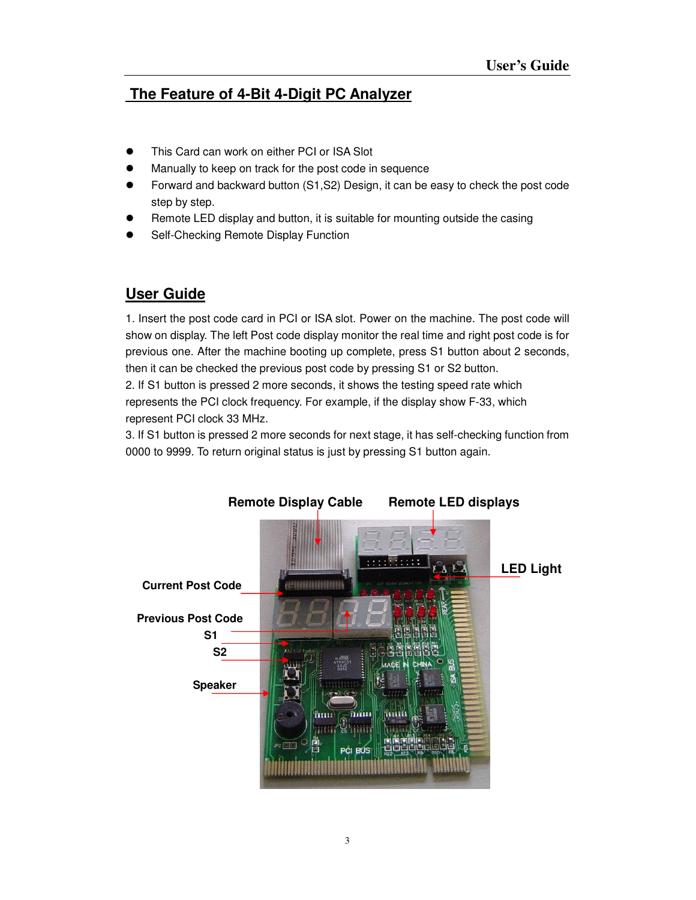## The Feature of 4-Bit 4-Digit PC Analyzer

- This Card can work on either PCI or ISA Slot
- Manually to keep on track for the post code in sequence
- Forward and backward button (S1,S2) Design, it can be easy to check the post code step by step.
- Remote LED display and button, it is suitable for mounting outside the casing
- Self-Checking Remote Display Function

## User Guide

1. Insert the post code card in PCI or ISA slot. Power on the machine. The post code will show on display. The left Post code display monitor the real time and right post code is for previous one. After the machine booting up complete, press S1 button about 2 seconds, then it can be checked the previous post code by pressing S1 or S2 button.
2. If S1 button is pressed 2 more seconds, it shows the testing speed rate which represents the PCI clock frequency. For example, if the display show F-33, which represent PCI clock 33 MHz.
3. If S1 button is pressed 2 more seconds for next stage, it has self-checking function from 0000 to 9999. To return original status is just by pressing S1 button again.

**Remote Display Cable** **Remote LED displays**

**LED Light**

**Current Post Code**

**Previous Post Code**

**S1**

**S2**

**Speaker**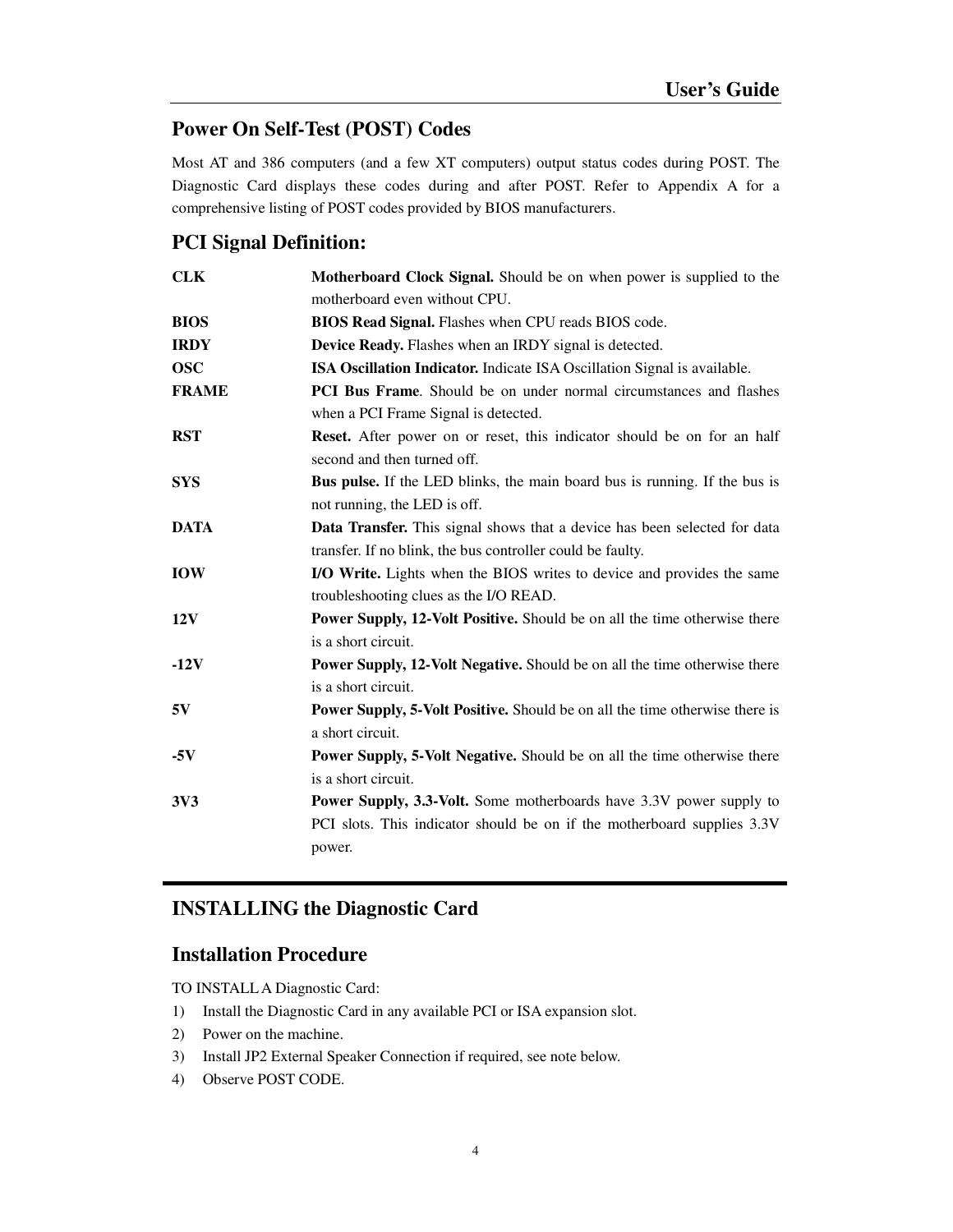## Power On Self-Test (POST) Codes

Most AT and 386 computers (and a few XT computers) output status codes during POST. The Diagnostic Card displays these codes during and after POST. Refer to Appendix A for a comprehensive listing of POST codes provided by BIOS manufacturers.

## PCI Signal Definition:

| | |
|---|---|
| **CLK** | **Motherboard Clock Signal.** Should be on when power is supplied to the motherboard even without CPU. |
| **BIOS** | **BIOS Read Signal.** Flashes when CPU reads BIOS code. |
| **IRDY** | **Device Ready.** Flashes when an IRDY signal is detected. |
| **OSC** | **ISA Oscillation Indicator.** Indicate ISA Oscillation Signal is available. |
| **FRAME** | **PCI Bus Frame**. Should be on under normal circumstances and flashes when a PCI Frame Signal is detected. |
| **RST** | **Reset.** After power on or reset, this indicator should be on for an half second and then turned off. |
| **SYS** | **Bus pulse.** If the LED blinks, the main board bus is running. If the bus is not running, the LED is off. |
| **DATA** | **Data Transfer.** This signal shows that a device has been selected for data transfer. If no blink, the bus controller could be faulty. |
| **IOW** | **I/O Write.** Lights when the BIOS writes to device and provides the same troubleshooting clues as the I/O READ. |
| **12V** | **Power Supply, 12-Volt Positive.** Should be on all the time otherwise there is a short circuit. |
| **-12V** | **Power Supply, 12-Volt Negative.** Should be on all the time otherwise there is a short circuit. |
| **5V** | **Power Supply, 5-Volt Positive.** Should be on all the time otherwise there is a short circuit. |
| **-5V** | **Power Supply, 5-Volt Negative.** Should be on all the time otherwise there is a short circuit. |
| **3V3** | **Power Supply, 3.3-Volt.** Some motherboards have 3.3V power supply to PCI slots. This indicator should be on if the motherboard supplies 3.3V power. |

# INSTALLING the Diagnostic Card

## Installation Procedure

TO INSTALL A Diagnostic Card:

1) Install the Diagnostic Card in any available PCI or ISA expansion slot.
2) Power on the machine.
3) Install JP2 External Speaker Connection if required, see note below.
4) Observe POST CODE.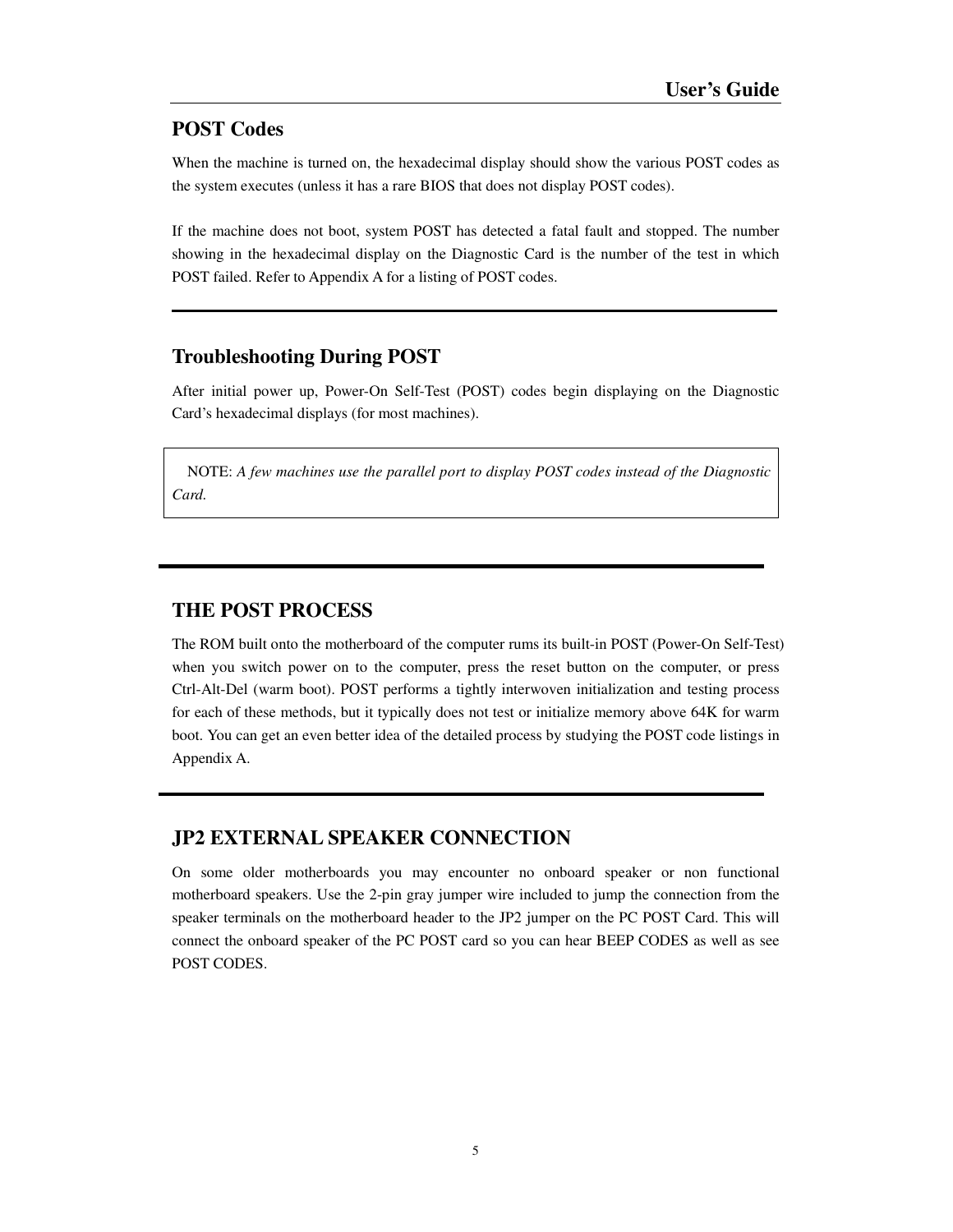## POST Codes

When the machine is turned on, the hexadecimal display should show the various POST codes as the system executes (unless it has a rare BIOS that does not display POST codes).

If the machine does not boot, system POST has detected a fatal fault and stopped. The number showing in the hexadecimal display on the Diagnostic Card is the number of the test in which POST failed. Refer to Appendix A for a listing of POST codes.

---

## Troubleshooting During POST

After initial power up, Power-On Self-Test (POST) codes begin displaying on the Diagnostic Card's hexadecimal displays (for most machines).

> NOTE: *A few machines use the parallel port to display POST codes instead of the Diagnostic Card.*

---

## THE POST PROCESS

The ROM built onto the motherboard of the computer rums its built-in POST (Power-On Self-Test) when you switch power on to the computer, press the reset button on the computer, or press Ctrl-Alt-Del (warm boot). POST performs a tightly interwoven initialization and testing process for each of these methods, but it typically does not test or initialize memory above 64K for warm boot. You can get an even better idea of the detailed process by studying the POST code listings in Appendix A.

---

## JP2 EXTERNAL SPEAKER CONNECTION

On some older motherboards you may encounter no onboard speaker or non functional motherboard speakers. Use the 2-pin gray jumper wire included to jump the connection from the speaker terminals on the motherboard header to the JP2 jumper on the PC POST Card. This will connect the onboard speaker of the PC POST card so you can hear BEEP CODES as well as see POST CODES.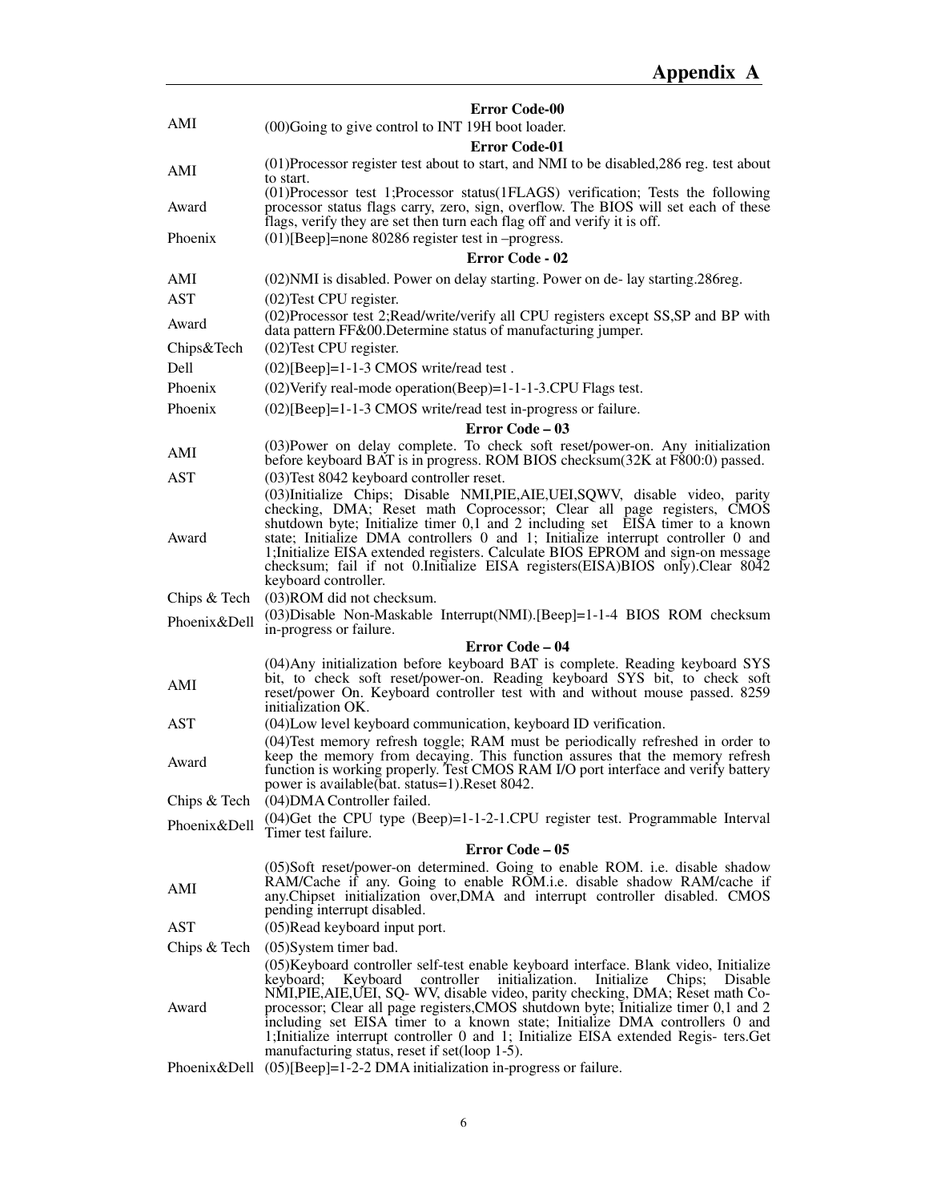# Appendix A

**Error Code-00**

| | |
|---|---|
| AMI | (00)Going to give control to INT 19H boot loader. |

**Error Code-01**

| | |
|---|---|
| AMI | (01)Processor register test about to start, and NMI to be disabled,286 reg. test about to start. |
| Award | (01)Processor test 1;Processor status(1FLAGS) verification; Tests the following processor status flags carry, zero, sign, overflow. The BIOS will set each of these flags, verify they are set then turn each flag off and verify it is off. |
| Phoenix | (01)[Beep]=none 80286 register test in –progress. |

**Error Code - 02**

| | |
|---|---|
| AMI | (02)NMI is disabled. Power on delay starting. Power on de- lay starting.286reg. |
| AST | (02)Test CPU register. |
| Award | (02)Processor test 2;Read/write/verify all CPU registers except SS,SP and BP with data pattern FF&00.Determine status of manufacturing jumper. |
| Chips&Tech | (02)Test CPU register. |
| Dell | (02)[Beep]=1-1-3 CMOS write/read test . |
| Phoenix | (02)Verify real-mode operation(Beep)=1-1-1-3.CPU Flags test. |
| Phoenix | (02)[Beep]=1-1-3 CMOS write/read test in-progress or failure. |

**Error Code – 03**

| | |
|---|---|
| AMI | (03)Power on delay complete. To check soft reset/power-on. Any initialization before keyboard BAT is in progress. ROM BIOS checksum(32K at F800:0) passed. |
| AST | (03)Test 8042 keyboard controller reset. |
| Award | (03)Initialize Chips; Disable NMI,PIE,AIE,UEI,SQWV, disable video, parity checking, DMA; Reset math Coprocessor; Clear all page registers, CMOS shutdown byte; Initialize timer 0,1 and 2 including set EISA timer to a known state; Initialize DMA controllers 0 and 1; Initialize interrupt controller 0 and 1;Initialize EISA extended registers. Calculate BIOS EPROM and sign-on message checksum; fail if not 0.Initialize EISA registers(EISA)BIOS only).Clear 8042 keyboard controller. |
| Chips & Tech | (03)ROM did not checksum. |
| Phoenix&Dell | (03)Disable Non-Maskable Interrupt(NMI).[Beep]=1-1-4 BIOS ROM checksum in-progress or failure. |

**Error Code – 04**

| | |
|---|---|
| AMI | (04)Any initialization before keyboard BAT is complete. Reading keyboard SYS bit, to check soft reset/power-on. Reading keyboard SYS bit, to check soft reset/power On. Keyboard controller test with and without mouse passed. 8259 initialization OK. |
| AST | (04)Low level keyboard communication, keyboard ID verification. |
| Award | (04)Test memory refresh toggle; RAM must be periodically refreshed in order to keep the memory from decaying. This function assures that the memory refresh function is working properly. Test CMOS RAM I/O port interface and verify battery power is available(bat. status=1).Reset 8042. |
| Chips & Tech | (04)DMA Controller failed. |
| Phoenix&Dell | (04)Get the CPU type (Beep)=1-1-2-1.CPU register test. Programmable Interval Timer test failure. |

**Error Code – 05**

| | |
|---|---|
| AMI | (05)Soft reset/power-on determined. Going to enable ROM. i.e. disable shadow RAM/Cache if any. Going to enable ROM.i.e. disable shadow RAM/cache if any.Chipset initialization over,DMA and interrupt controller disabled. CMOS pending interrupt disabled. |
| AST | (05)Read keyboard input port. |
| Chips & Tech | (05)System timer bad. |
| Award | (05)Keyboard controller self-test enable keyboard interface. Blank video, Initialize keyboard; Keyboard controller initialization. Initialize Chips; Disable NMI,PIE,AIE,UEI, SQ- WV, disable video, parity checking, DMA; Reset math Co-processor; Clear all page registers,CMOS shutdown byte; Initialize timer 0,1 and 2 including set EISA timer to a known state; Initialize DMA controllers 0 and 1;Initialize interrupt controller 0 and 1; Initialize EISA extended Regis- ters.Get manufacturing status, reset if set(loop 1-5). |
| Phoenix&Dell | (05)[Beep]=1-2-2 DMA initialization in-progress or failure. |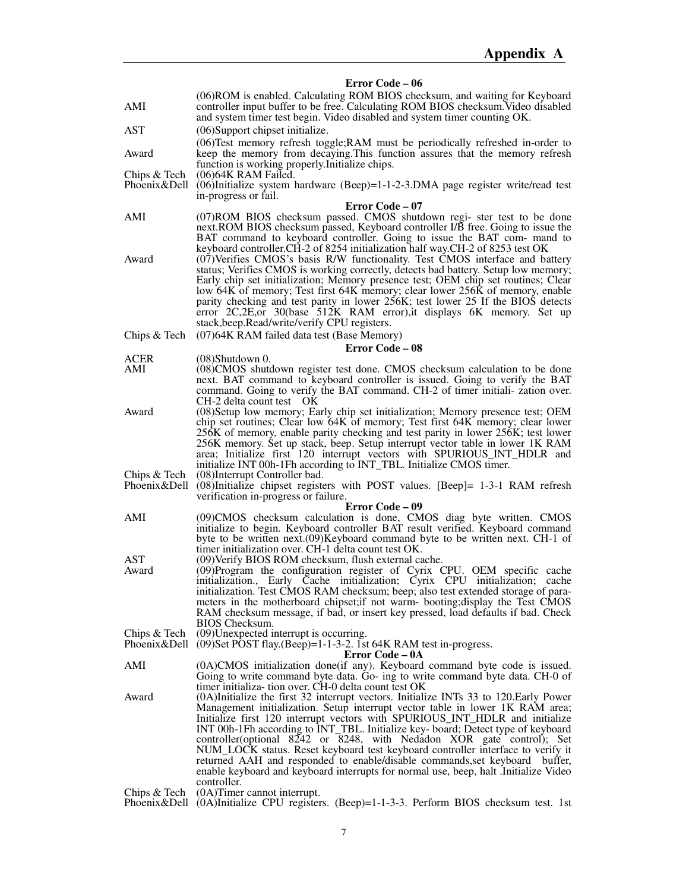## Appendix A

### Error Code – 06

| | |
|---|---|
| AMI | (06)ROM is enabled. Calculating ROM BIOS checksum, and waiting for Keyboard controller input buffer to be free. Calculating ROM BIOS checksum.Video disabled and system timer test begin. Video disabled and system timer counting OK. |
| AST | (06)Support chipset initialize. |
| Award | (06)Test memory refresh toggle;RAM must be periodically refreshed in-order to keep the memory from decaying.This function assures that the memory refresh function is working properly.Initialize chips. |
| Chips & Tech | (06)64K RAM Failed. |
| Phoenix&Dell | (06)Initialize system hardware (Beep)=1-1-2-3.DMA page register write/read test in-progress or fail. |

### Error Code – 07

| | |
|---|---|
| AMI | (07)ROM BIOS checksum passed. CMOS shutdown regi- ster test to be done next.ROM BIOS checksum passed, Keyboard controller I/B free. Going to issue the BAT command to keyboard controller. Going to issue the BAT com- mand to keyboard controller.CH-2 of 8254 initialization half way.CH-2 of 8253 test OK |
| Award | (07)Verifies CMOS's basis R/W functionality. Test CMOS interface and battery status; Verifies CMOS is working correctly, detects bad battery. Setup low memory; Early chip set initialization; Memory presence test; OEM chip set routines; Clear low 64K of memory; Test first 64K memory; clear lower 256K of memory, enable parity checking and test parity in lower 256K; test lower 25 If the BIOS detects error 2C,2E,or 30(base 512K RAM error),it displays 6K memory. Set up stack,beep.Read/write/verify CPU registers. |
| Chips & Tech | (07)64K RAM failed data test (Base Memory) |

### Error Code – 08

| | |
|---|---|
| ACER | (08)Shutdown 0. |
| AMI | (08)CMOS shutdown register test done. CMOS checksum calculation to be done next. BAT command to keyboard controller is issued. Going to verify the BAT command. Going to verify the BAT command. CH-2 of timer initiali- zation over. CH-2 delta count test OK |
| Award | (08)Setup low memory; Early chip set initialization; Memory presence test; OEM chip set routines; Clear low 64K of memory; Test first 64K memory; clear lower 256K of memory, enable parity checking and test parity in lower 256K; test lower 256K memory. Set up stack, beep. Setup interrupt vector table in lower 1K RAM area; Initialize first 120 interrupt vectors with SPURIOUS_INT_HDLR and initialize INT 00h-1Fh according to INT_TBL. Initialize CMOS timer. |
| Chips & Tech | (08)Interrupt Controller bad. |
| Phoenix&Dell | (08)Initialize chipset registers with POST values. [Beep]= 1-3-1 RAM refresh verification in-progress or failure. |

### Error Code – 09

| | |
|---|---|
| AMI | (09)CMOS checksum calculation is done, CMOS diag byte written. CMOS initialize to begin. Keyboard controller BAT result verified. Keyboard command byte to be written next.(09)Keyboard command byte to be written next. CH-1 of timer initialization over. CH-1 delta count test OK. |
| AST | (09)Verify BIOS ROM checksum, flush external cache. |
| Award | (09)Program the configuration register of Cyrix CPU. OEM specific cache initialization., Early Cache initialization; Cyrix CPU initialization; cache initialization. Test CMOS RAM checksum; beep; also test extended storage of para- meters in the motherboard chipset;if not warm- booting;display the Test CMOS RAM checksum message, if bad, or insert key pressed, load defaults if bad. Check BIOS Checksum. |
| Chips & Tech | (09)Unexpected interrupt is occurring. |
| Phoenix&Dell | (09)Set POST flay.(Beep)=1-1-3-2. 1st 64K RAM test in-progress. |

### Error Code – 0A

| | |
|---|---|
| AMI | (0A)CMOS initialization done(if any). Keyboard command byte code is issued. Going to write command byte data. Go- ing to write command byte data. CH-0 of timer initializa- tion over. CH-0 delta count test OK |
| Award | (0A)Initialize the first 32 interrupt vectors. Initialize INTs 33 to 120.Early Power Management initialization. Setup interrupt vector table in lower 1K RAM area; Initialize first 120 interrupt vectors with SPURIOUS_INT_HDLR and initialize INT 00h-1Fh according to INT_TBL. Initialize key- board; Detect type of keyboard controller(optional 8242 or 8248, with Nedadon XOR gate control); Set NUM_LOCK status. Reset keyboard test keyboard controller interface to verify it returned AAH and responded to enable/disable commands,set keyboard buffer, enable keyboard and keyboard interrupts for normal use, beep, halt .Initialize Video controller. |
| Chips & Tech | (0A)Timer cannot interrupt. |
| Phoenix&Dell | (0A)Initialize CPU registers. (Beep)=1-1-3-3. Perform BIOS checksum test. 1st |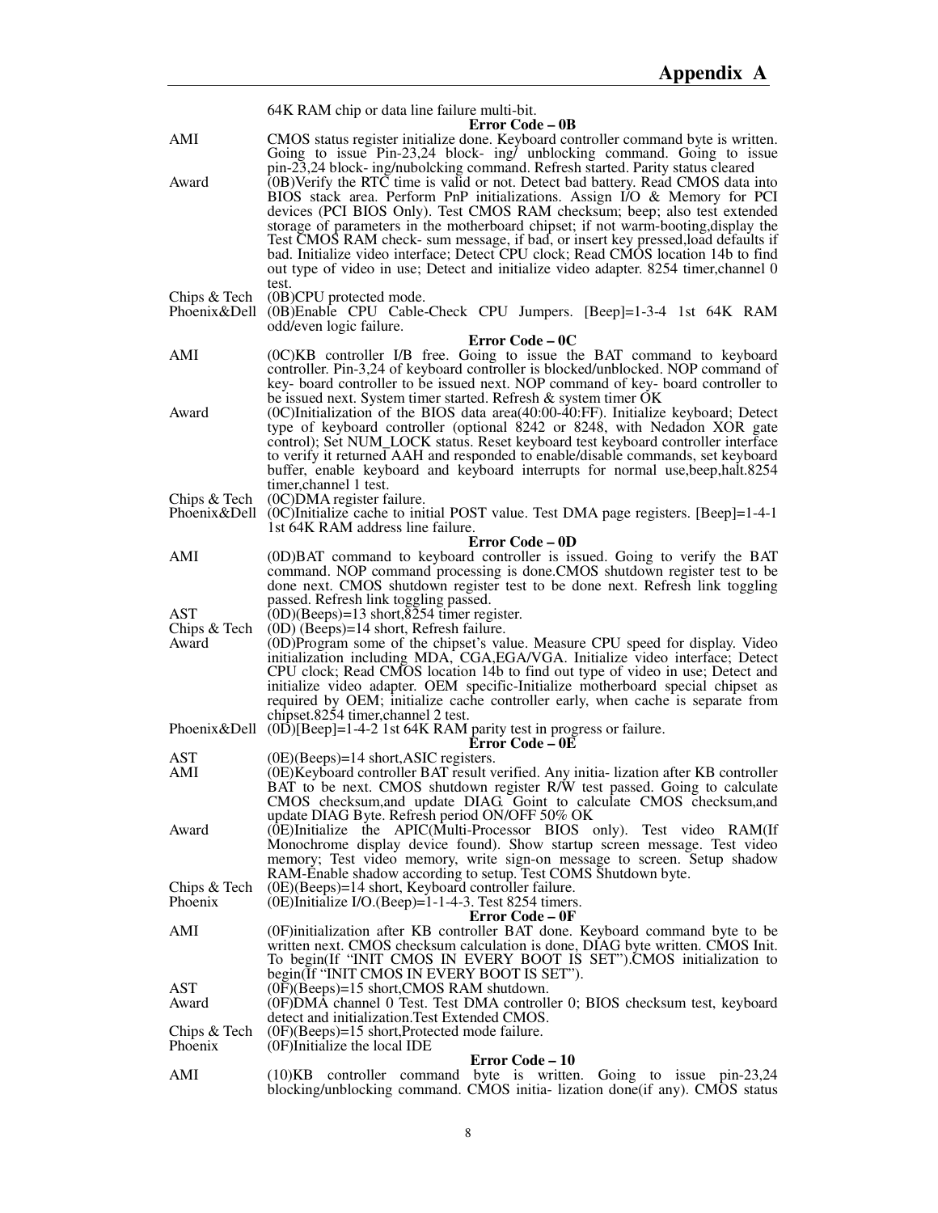|  | 64K RAM chip or data line failure multi-bit. |
|---|---|
|  | **Error Code – 0B** |
| AMI | CMOS status register initialize done. Keyboard controller command byte is written. Going to issue Pin-23,24 block- ing/ unblocking command. Going to issue pin-23,24 block- ing/nubolcking command. Refresh started. Parity status cleared |
| Award | (0B)Verify the RTC time is valid or not. Detect bad battery. Read CMOS data into BIOS stack area. Perform PnP initializations. Assign I/O & Memory for PCI devices (PCI BIOS Only). Test CMOS RAM checksum; beep; also test extended storage of parameters in the motherboard chipset; if not warm-booting,display the Test CMOS RAM check- sum message, if bad, or insert key pressed,load defaults if bad. Initialize video interface; Detect CPU clock; Read CMOS location 14b to find out type of video in use; Detect and initialize video adapter. 8254 timer,channel 0 test. |
| Chips & Tech | (0B)CPU protected mode. |
| Phoenix&Dell | (0B)Enable CPU Cable-Check CPU Jumpers. [Beep]=1-3-4 1st 64K RAM odd/even logic failure. |
|  | **Error Code – 0C** |
| AMI | (0C)KB controller I/B free. Going to issue the BAT command to keyboard controller. Pin-3,24 of keyboard controller is blocked/unblocked. NOP command of key- board controller to be issued next. NOP command of key- board controller to be issued next. System timer started. Refresh & system timer OK |
| Award | (0C)Initialization of the BIOS data area(40:00-40:FF). Initialize keyboard; Detect type of keyboard controller (optional 8242 or 8248, with Nedadon XOR gate control); Set NUM_LOCK status. Reset keyboard test keyboard controller interface to verify it returned AAH and responded to enable/disable commands, set keyboard buffer, enable keyboard and keyboard interrupts for normal use,beep,halt.8254 timer,channel 1 test. |
| Chips & Tech | (0C)DMA register failure. |
| Phoenix&Dell | (0C)Initialize cache to initial POST value. Test DMA page registers. [Beep]=1-4-1 1st 64K RAM address line failure. |
|  | **Error Code – 0D** |
| AMI | (0D)BAT command to keyboard controller is issued. Going to verify the BAT command. NOP command processing is done.CMOS shutdown register test to be done next. CMOS shutdown register test to be done next. Refresh link toggling passed. Refresh link toggling passed. |
| AST | (0D)(Beeps)=13 short,8254 timer register. |
| Chips & Tech | (0D) (Beeps)=14 short, Refresh failure. |
| Award | (0D)Program some of the chipset's value. Measure CPU speed for display. Video initialization including MDA, CGA,EGA/VGA. Initialize video interface; Detect CPU clock; Read CMOS location 14b to find out type of video in use; Detect and initialize video adapter. OEM specific-Initialize motherboard special chipset as required by OEM; initialize cache controller early, when cache is separate from chipset.8254 timer,channel 2 test. |
| Phoenix&Dell | (0D)[Beep]=1-4-2 1st 64K RAM parity test in progress or failure. |
|  | **Error Code – 0E** |
| AST | (0E)(Beeps)=14 short,ASIC registers. |
| AMI | (0E)Keyboard controller BAT result verified. Any initia- lization after KB controller BAT to be next. CMOS shutdown register R/W test passed. Going to calculate CMOS checksum,and update DIAG. Goint to calculate CMOS checksum,and update DIAG Byte. Refresh period ON/OFF 50% OK |
| Award | (0E)Initialize the APIC(Multi-Processor BIOS only). Test video RAM(If Monochrome display device found). Show startup screen message. Test video memory; Test video memory, write sign-on message to screen. Setup shadow RAM-Enable shadow according to setup. Test COMS Shutdown byte. |
| Chips & Tech | (0E)(Beeps)=14 short, Keyboard controller failure. |
| Phoenix | (0E)Initialize I/O.(Beep)=1-1-4-3. Test 8254 timers. |
|  | **Error Code – 0F** |
| AMI | (0F)initialization after KB controller BAT done. Keyboard command byte to be written next. CMOS checksum calculation is done, DIAG byte written. CMOS Init. To begin(If "INIT CMOS IN EVERY BOOT IS SET").CMOS initialization to begin(If "INIT CMOS IN EVERY BOOT IS SET"). |
| AST | (0F)(Beeps)=15 short,CMOS RAM shutdown. |
| Award | (0F)DMA channel 0 Test. Test DMA controller 0; BIOS checksum test, keyboard detect and initialization.Test Extended CMOS. |
| Chips & Tech | (0F)(Beeps)=15 short,Protected mode failure. |
| Phoenix | (0F)Initialize the local IDE |
|  | **Error Code – 10** |
| AMI | (10)KB controller command byte is written. Going to issue pin-23,24 blocking/unblocking command. CMOS initia- lization done(if any). CMOS status |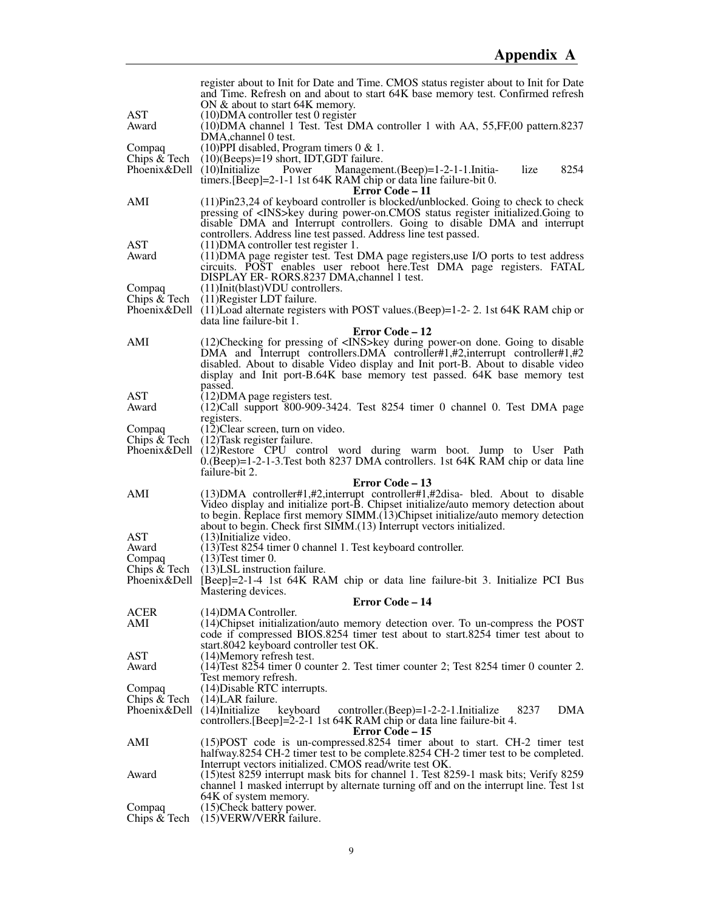| | |
|---|---|
| | register about to Init for Date and Time. CMOS status register about to Init for Date and Time. Refresh on and about to start 64K base memory test. Confirmed refresh ON & about to start 64K memory. |
| AST | (10)DMA controller test 0 register |
| Award | (10)DMA channel 1 Test. Test DMA controller 1 with AA, 55,FF,00 pattern.8237 DMA,channel 0 test. |
| Compaq | (10)PPI disabled, Program timers 0 & 1. |
| Chips & Tech | (10)(Beeps)=19 short, IDT,GDT failure. |
| Phoenix&Dell | (10)Initialize Power Management.(Beep)=1-2-1-1.Initia- lize 8254 timers.[Beep]=2-1-1 1st 64K RAM chip or data line failure-bit 0. |

**Error Code – 11**

| | |
|---|---|
| AMI | (11)Pin23,24 of keyboard controller is blocked/unblocked. Going to check to check pressing of <INS>key during power-on.CMOS status register initialized.Going to disable DMA and Interrupt controllers. Going to disable DMA and interrupt controllers. Address line test passed. Address line test passed. |
| AST | (11)DMA controller test register 1. |
| Award | (11)DMA page register test. Test DMA page registers,use I/O ports to test address circuits. POST enables user reboot here.Test DMA page registers. FATAL DISPLAY ER- RORS.8237 DMA,channel 1 test. |
| Compaq | (11)Init(blast)VDU controllers. |
| Chips & Tech | (11)Register LDT failure. |
| Phoenix&Dell | (11)Load alternate registers with POST values.(Beep)=1-2- 2. 1st 64K RAM chip or data line failure-bit 1. |

**Error Code – 12**

| | |
|---|---|
| AMI | (12)Checking for pressing of <INS>key during power-on done. Going to disable DMA and Interrupt controllers.DMA controller#1,#2,interrupt controller#1,#2 disabled. About to disable Video display and Init port-B. About to disable video display and Init port-B.64K base memory test passed. 64K base memory test passed. |
| AST | (12)DMA page registers test. |
| Award | (12)Call support 800-909-3424. Test 8254 timer 0 channel 0. Test DMA page registers. |
| Compaq | (12)Clear screen, turn on video. |
| Chips & Tech | (12)Task register failure. |
| Phoenix&Dell | (12)Restore CPU control word during warm boot. Jump to User Path 0.(Beep)=1-2-1-3.Test both 8237 DMA controllers. 1st 64K RAM chip or data line failure-bit 2. |

**Error Code – 13**

| | |
|---|---|
| AMI | (13)DMA controller#1,#2,interrupt controller#1,#2disa- bled. About to disable Video display and initialize port-B. Chipset initialize/auto memory detection about to begin. Replace first memory SIMM.(13)Chipset initialize/auto memory detection about to begin. Check first SIMM.(13) Interrupt vectors initialized. |
| AST | (13)Initialize video. |
| Award | (13)Test 8254 timer 0 channel 1. Test keyboard controller. |
| Compaq | (13)Test timer 0. |
| Chips & Tech | (13)LSL instruction failure. |
| Phoenix&Dell | [Beep]=2-1-4 1st 64K RAM chip or data line failure-bit 3. Initialize PCI Bus Mastering devices. |

**Error Code – 14**

| | |
|---|---|
| ACER | (14)DMA Controller. |
| AMI | (14)Chipset initialization/auto memory detection over. To un-compress the POST code if compressed BIOS.8254 timer test about to start.8254 timer test about to start.8042 keyboard controller test OK. |
| AST | (14)Memory refresh test. |
| Award | (14)Test 8254 timer 0 counter 2. Test timer counter 2; Test 8254 timer 0 counter 2. Test memory refresh. |
| Compaq | (14)Disable RTC interrupts. |
| Chips & Tech | (14)LAR failure. |
| Phoenix&Dell | (14)Initialize keyboard controller.(Beep)=1-2-2-1.Initialize 8237 DMA controllers.[Beep]=2-2-1 1st 64K RAM chip or data line failure-bit 4. |

**Error Code – 15**

| | |
|---|---|
| AMI | (15)POST code is un-compressed.8254 timer about to start. CH-2 timer test halfway.8254 CH-2 timer test to be complete.8254 CH-2 timer test to be completed. Interrupt vectors initialized. CMOS read/write test OK. |
| Award | (15)test 8259 interrupt mask bits for channel 1. Test 8259-1 mask bits; Verify 8259 channel 1 masked interrupt by alternate turning off and on the interrupt line. Test 1st 64K of system memory. |
| Compaq | (15)Check battery power. |
| Chips & Tech | (15)VERW/VERR failure. |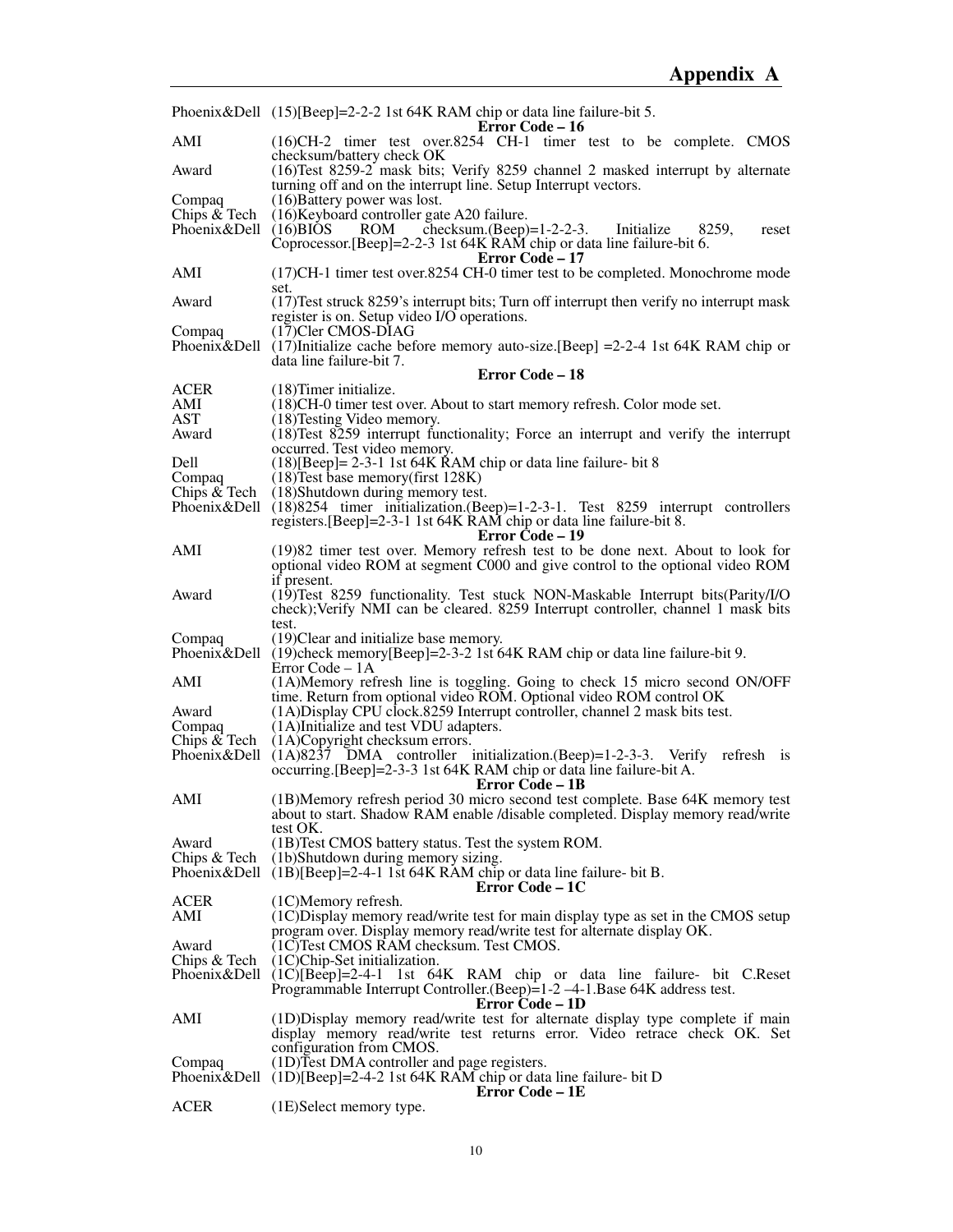| | |
|---|---|
| Phoenix&Dell | (15)[Beep]=2-2-2 1st 64K RAM chip or data line failure-bit 5. |

**Error Code – 16**

| | |
|---|---|
| AMI | (16)CH-2 timer test over.8254 CH-1 timer test to be complete. CMOS checksum/battery check OK |
| Award | (16)Test 8259-2 mask bits; Verify 8259 channel 2 masked interrupt by alternate turning off and on the interrupt line. Setup Interrupt vectors. |
| Compaq | (16)Battery power was lost. |
| Chips & Tech | (16)Keyboard controller gate A20 failure. |
| Phoenix&Dell | (16)BIOS ROM checksum.(Beep)=1-2-2-3. Initialize 8259, reset Coprocessor.[Beep]=2-2-3 1st 64K RAM chip or data line failure-bit 6. |

**Error Code – 17**

| | |
|---|---|
| AMI | (17)CH-1 timer test over.8254 CH-0 timer test to be completed. Monochrome mode set. |
| Award | (17)Test struck 8259's interrupt bits; Turn off interrupt then verify no interrupt mask register is on. Setup video I/O operations. |
| Compaq | (17)Cler CMOS-DIAG |
| Phoenix&Dell | (17)Initialize cache before memory auto-size.[Beep] =2-2-4 1st 64K RAM chip or data line failure-bit 7. |

**Error Code – 18**

| | |
|---|---|
| ACER | (18)Timer initialize. |
| AMI | (18)CH-0 timer test over. About to start memory refresh. Color mode set. |
| AST | (18)Testing Video memory. |
| Award | (18)Test 8259 interrupt functionality; Force an interrupt and verify the interrupt occurred. Test video memory. |
| Dell | (18)[Beep]= 2-3-1 1st 64K RAM chip or data line failure- bit 8 |
| Compaq | (18)Test base memory(first 128K) |
| Chips & Tech | (18)Shutdown during memory test. |
| Phoenix&Dell | (18)8254 timer initialization.(Beep)=1-2-3-1. Test 8259 interrupt controllers registers.[Beep]=2-3-1 1st 64K RAM chip or data line failure-bit 8. |

**Error Code – 19**

| | |
|---|---|
| AMI | (19)82 timer test over. Memory refresh test to be done next. About to look for optional video ROM at segment C000 and give control to the optional video ROM if present. |
| Award | (19)Test 8259 functionality. Test stuck NON-Maskable Interrupt bits(Parity/I/O check);Verify NMI can be cleared. 8259 Interrupt controller, channel 1 mask bits test. |
| Compaq | (19)Clear and initialize base memory. |
| Phoenix&Dell | (19)check memory[Beep]=2-3-2 1st 64K RAM chip or data line failure-bit 9. |

Error Code – 1A

| | |
|---|---|
| AMI | (1A)Memory refresh line is toggling. Going to check 15 micro second ON/OFF time. Return from optional video ROM. Optional video ROM control OK |
| Award | (1A)Display CPU clock.8259 Interrupt controller, channel 2 mask bits test. |
| Compaq | (1A)Initialize and test VDU adapters. |
| Chips & Tech | (1A)Copyright checksum errors. |
| Phoenix&Dell | (1A)8237 DMA controller initialization.(Beep)=1-2-3-3. Verify refresh is occurring.[Beep]=2-3-3 1st 64K RAM chip or data line failure-bit A. |

**Error Code – 1B**

| | |
|---|---|
| AMI | (1B)Memory refresh period 30 micro second test complete. Base 64K memory test about to start. Shadow RAM enable /disable completed. Display memory read/write test OK. |
| Award | (1B)Test CMOS battery status. Test the system ROM. |
| Chips & Tech | (1b)Shutdown during memory sizing. |
| Phoenix&Dell | (1B)[Beep]=2-4-1 1st 64K RAM chip or data line failure- bit B. |

**Error Code – 1C**

| | |
|---|---|
| ACER | (1C)Memory refresh. |
| AMI | (1C)Display memory read/write test for main display type as set in the CMOS setup program over. Display memory read/write test for alternate display OK. |
| Award | (1C)Test CMOS RAM checksum. Test CMOS. |
| Chips & Tech | (1C)Chip-Set initialization. |
| Phoenix&Dell | (1C)[Beep]=2-4-1 1st 64K RAM chip or data line failure- bit C.Reset Programmable Interrupt Controller.(Beep)=1-2 –4-1.Base 64K address test. |

**Error Code – 1D**

| | |
|---|---|
| AMI | (1D)Display memory read/write test for alternate display type complete if main display memory read/write test returns error. Video retrace check OK. Set configuration from CMOS. |
| Compaq | (1D)Test DMA controller and page registers. |
| Phoenix&Dell | (1D)[Beep]=2-4-2 1st 64K RAM chip or data line failure- bit D |

**Error Code – 1E**

| | |
|---|---|
| ACER | (1E)Select memory type. |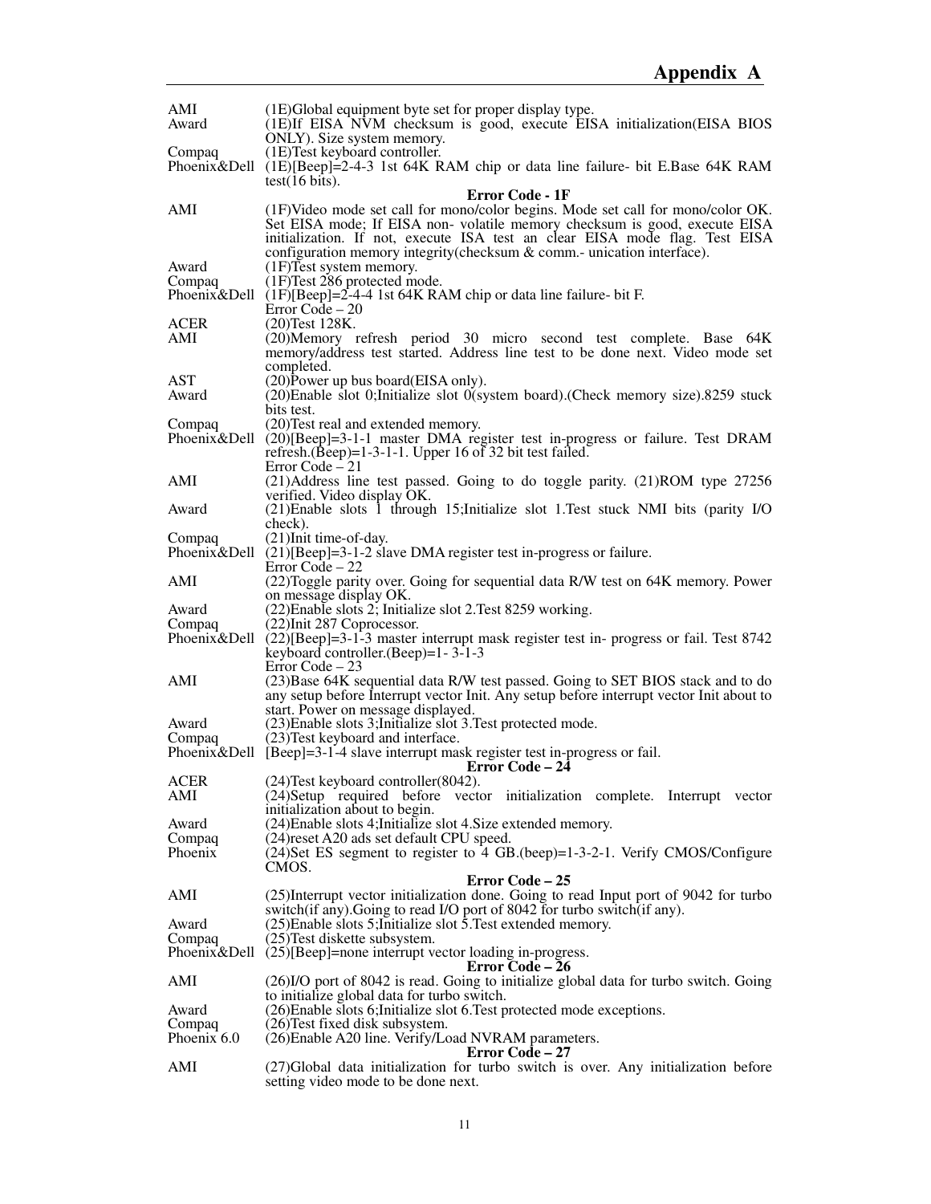| | |
|---|---|
| AMI | (1E)Global equipment byte set for proper display type. |
| Award | (1E)If EISA NVM checksum is good, execute EISA initialization(EISA BIOS ONLY). Size system memory. |
| Compaq | (1E)Test keyboard controller. |
| Phoenix&Dell | (1E)[Beep]=2-4-3 1st 64K RAM chip or data line failure- bit E.Base 64K RAM test(16 bits). |

**Error Code - 1F**

| | |
|---|---|
| AMI | (1F)Video mode set call for mono/color begins. Mode set call for mono/color OK. Set EISA mode; If EISA non- volatile memory checksum is good, execute EISA initialization. If not, execute ISA test an clear EISA mode flag. Test EISA configuration memory integrity(checksum & comm.- unication interface). |
| Award | (1F)Test system memory. |
| Compaq | (1F)Test 286 protected mode. |
| Phoenix&Dell | (1F)[Beep]=2-4-4 1st 64K RAM chip or data line failure- bit F. |

Error Code – 20

| | |
|---|---|
| ACER | (20)Test 128K. |
| AMI | (20)Memory refresh period 30 micro second test complete. Base 64K memory/address test started. Address line test to be done next. Video mode set completed. |
| AST | (20)Power up bus board(EISA only). |
| Award | (20)Enable slot 0;Initialize slot 0(system board).(Check memory size).8259 stuck bits test. |
| Compaq | (20)Test real and extended memory. |
| Phoenix&Dell | (20)[Beep]=3-1-1 master DMA register test in-progress or failure. Test DRAM refresh.(Beep)=1-3-1-1. Upper 16 of 32 bit test failed. |

Error Code – 21

| | |
|---|---|
| AMI | (21)Address line test passed. Going to do toggle parity. (21)ROM type 27256 verified. Video display OK. |
| Award | (21)Enable slots 1 through 15;Initialize slot 1.Test stuck NMI bits (parity I/O check). |
| Compaq | (21)Init time-of-day. |
| Phoenix&Dell | (21)[Beep]=3-1-2 slave DMA register test in-progress or failure. |

Error Code – 22

| | |
|---|---|
| AMI | (22)Toggle parity over. Going for sequential data R/W test on 64K memory. Power on message display OK. |
| Award | (22)Enable slots 2; Initialize slot 2.Test 8259 working. |
| Compaq | (22)Init 287 Coprocessor. |
| Phoenix&Dell | (22)[Beep]=3-1-3 master interrupt mask register test in- progress or fail. Test 8742 keyboard controller.(Beep)=1- 3-1-3 |

Error Code – 23

| | |
|---|---|
| AMI | (23)Base 64K sequential data R/W test passed. Going to SET BIOS stack and to do any setup before Interrupt vector Init. Any setup before interrupt vector Init about to start. Power on message displayed. |
| Award | (23)Enable slots 3;Initialize slot 3.Test protected mode. |
| Compaq | (23)Test keyboard and interface. |
| Phoenix&Dell | [Beep]=3-1-4 slave interrupt mask register test in-progress or fail. |

**Error Code – 24**

| | |
|---|---|
| ACER | (24)Test keyboard controller(8042). |
| AMI | (24)Setup required before vector initialization complete. Interrupt vector initialization about to begin. |
| Award | (24)Enable slots 4;Initialize slot 4.Size extended memory. |
| Compaq | (24)reset A20 ads set default CPU speed. |
| Phoenix | (24)Set ES segment to register to 4 GB.(beep)=1-3-2-1. Verify CMOS/Configure CMOS. |

**Error Code – 25**

| | |
|---|---|
| AMI | (25)Interrupt vector initialization done. Going to read Input port of 9042 for turbo switch(if any).Going to read I/O port of 8042 for turbo switch(if any). |
| Award | (25)Enable slots 5;Initialize slot 5.Test extended memory. |
| Compaq | (25)Test diskette subsystem. |
| Phoenix&Dell | (25)[Beep]=none interrupt vector loading in-progress. |

**Error Code – 26**

| | |
|---|---|
| AMI | (26)I/O port of 8042 is read. Going to initialize global data for turbo switch. Going to initialize global data for turbo switch. |
| Award | (26)Enable slots 6;Initialize slot 6.Test protected mode exceptions. |
| Compaq | (26)Test fixed disk subsystem. |
| Phoenix 6.0 | (26)Enable A20 line. Verify/Load NVRAM parameters. |

**Error Code – 27**

| | |
|---|---|
| AMI | (27)Global data initialization for turbo switch is over. Any initialization before setting video mode to be done next. |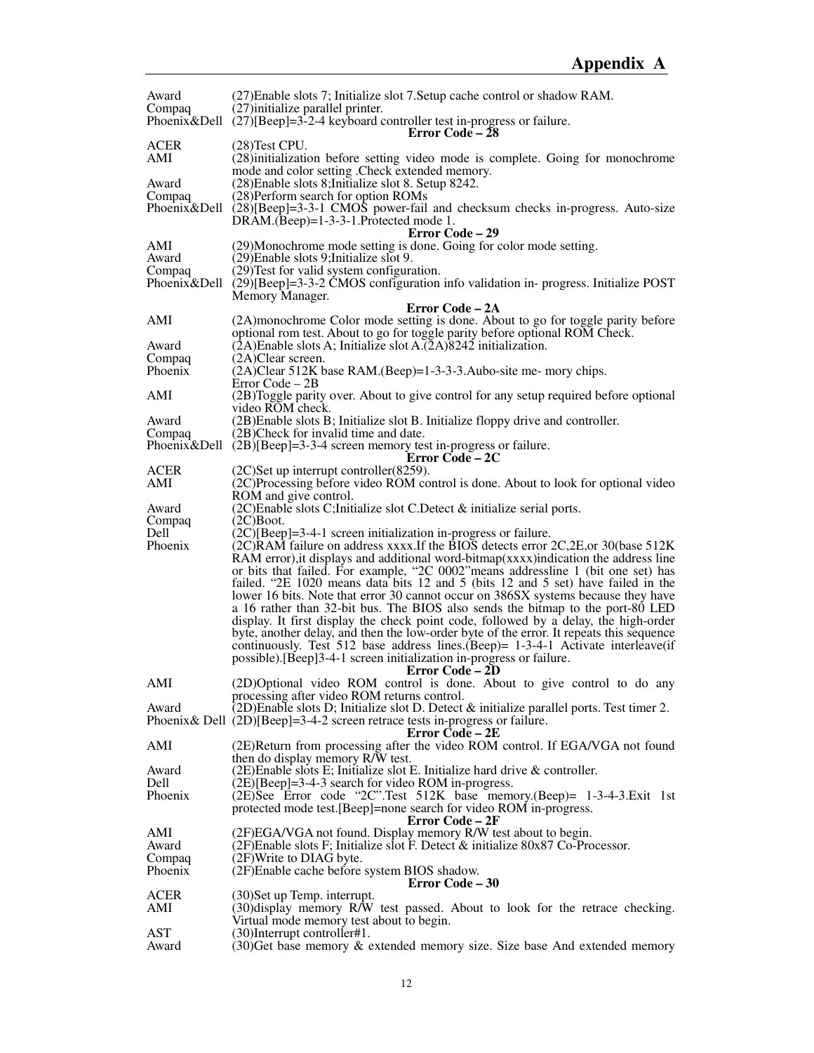| | |
|---|---|
| Award | (27)Enable slots 7; Initialize slot 7.Setup cache control or shadow RAM. |
| Compaq | (27)initialize parallel printer. |
| Phoenix&Dell | (27)[Beep]=3-2-4 keyboard controller test in-progress or failure. |

**Error Code – 28**

| | |
|---|---|
| ACER | (28)Test CPU. |
| AMI | (28)initialization before setting video mode is complete. Going for monochrome mode and color setting .Check extended memory. |
| Award | (28)Enable slots 8;Initialize slot 8. Setup 8242. |
| Compaq | (28)Perform search for option ROMs |
| Phoenix&Dell | (28)[Beep]=3-3-1 CMOS power-fail and checksum checks in-progress. Auto-size DRAM.(Beep)=1-3-3-1.Protected mode 1. |

**Error Code – 29**

| | |
|---|---|
| AMI | (29)Monochrome mode setting is done. Going for color mode setting. |
| Award | (29)Enable slots 9;Initialize slot 9. |
| Compaq | (29)Test for valid system configuration. |
| Phoenix&Dell | (29)[Beep]=3-3-2 CMOS configuration info validation in- progress. Initialize POST Memory Manager. |

**Error Code – 2A**

| | |
|---|---|
| AMI | (2A)monochrome Color mode setting is done. About to go for toggle parity before optional rom test. About to go for toggle parity before optional ROM Check. |
| Award | (2A)Enable slots A; Initialize slot A.(2A)8242 initialization. |
| Compaq | (2A)Clear screen. |
| Phoenix | (2A)Clear 512K base RAM.(Beep)=1-3-3-3.Aubo-site me- mory chips. |

Error Code – 2B

| | |
|---|---|
| AMI | (2B)Toggle parity over. About to give control for any setup required before optional video ROM check. |
| Award | (2B)Enable slots B; Initialize slot B. Initialize floppy drive and controller. |
| Compaq | (2B)Check for invalid time and date. |
| Phoenix&Dell | (2B)[Beep]=3-3-4 screen memory test in-progress or failure. |

**Error Code – 2C**

| | |
|---|---|
| ACER | (2C)Set up interrupt controller(8259). |
| AMI | (2C)Processing before video ROM control is done. About to look for optional video ROM and give control. |
| Award | (2C)Enable slots C;Initialize slot C.Detect & initialize serial ports. |
| Compaq | (2C)Boot. |
| Dell | (2C)[Beep]=3-4-1 screen initialization in-progress or failure. |
| Phoenix | (2C)RAM failure on address xxxx.If the BIOS detects error 2C,2E,or 30(base 512K RAM error),it displays and additional word-bitmap(xxxx)indication the address line or bits that failed. For example, "2C 0002"means addressline 1 (bit one set) has failed. "2E 1020 means data bits 12 and 5 (bits 12 and 5 set) have failed in the lower 16 bits. Note that error 30 cannot occur on 386SX systems because they have a 16 rather than 32-bit bus. The BIOS also sends the bitmap to the port-80 LED display. It first display the check point code, followed by a delay, the high-order byte, another delay, and then the low-order byte of the error. It repeats this sequence continuously. Test 512 base address lines.(Beep)= 1-3-4-1 Activate interleave(if possible).[Beep]3-4-1 screen initialization in-progress or failure. |

**Error Code – 2D**

| | |
|---|---|
| AMI | (2D)Optional video ROM control is done. About to give control to do any processing after video ROM returns control. |
| Award | (2D)Enable slots D; Initialize slot D. Detect & initialize parallel ports. Test timer 2. |
| Phoenix& Dell | (2D)[Beep]=3-4-2 screen retrace tests in-progress or failure. |

**Error Code – 2E**

| | |
|---|---|
| AMI | (2E)Return from processing after the video ROM control. If EGA/VGA not found then do display memory R/W test. |
| Award | (2E)Enable slots E; Initialize slot E. Initialize hard drive & controller. |
| Dell | (2E)[Beep]=3-4-3 search for video ROM in-progress. |
| Phoenix | (2E)See Error code "2C".Test 512K base memory.(Beep)= 1-3-4-3.Exit 1st protected mode test.[Beep]=none search for video ROM in-progress. |

**Error Code – 2F**

| | |
|---|---|
| AMI | (2F)EGA/VGA not found. Display memory R/W test about to begin. |
| Award | (2F)Enable slots F; Initialize slot F. Detect & initialize 80x87 Co-Processor. |
| Compaq | (2F)Write to DIAG byte. |
| Phoenix | (2F)Enable cache before system BIOS shadow. |

**Error Code – 30**

| | |
|---|---|
| ACER | (30)Set up Temp. interrupt. |
| AMI | (30)display memory R/W test passed. About to look for the retrace checking. Virtual mode memory test about to begin. |
| AST | (30)Interrupt controller#1. |
| Award | (30)Get base memory & extended memory size. Size base And extended memory |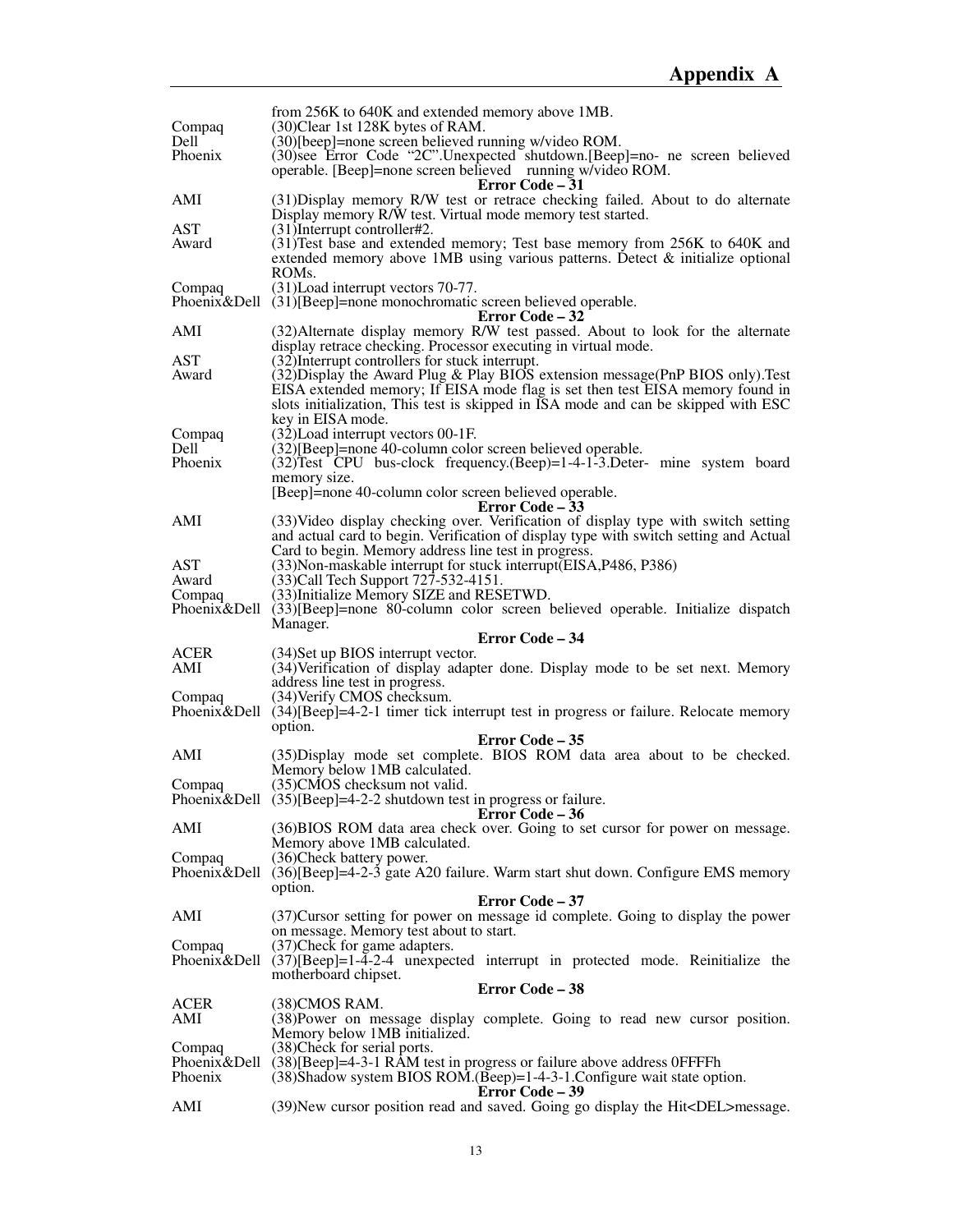| | |
|---|---|
| | from 256K to 640K and extended memory above 1MB. |
| Compaq | (30)Clear 1st 128K bytes of RAM. |
| Dell | (30)[beep]=none screen believed running w/video ROM. |
| Phoenix | (30)see Error Code "2C".Unexpected shutdown.[Beep]=no- ne screen believed operable. [Beep]=none screen believed running w/video ROM. |

**Error Code – 31**

| | |
|---|---|
| AMI | (31)Display memory R/W test or retrace checking failed. About to do alternate Display memory R/W test. Virtual mode memory test started. |
| AST | (31)Interrupt controller#2. |
| Award | (31)Test base and extended memory; Test base memory from 256K to 640K and extended memory above 1MB using various patterns. Detect & initialize optional ROMs. |
| Compaq | (31)Load interrupt vectors 70-77. |
| Phoenix&Dell | (31)[Beep]=none monochromatic screen believed operable. |

**Error Code – 32**

| | |
|---|---|
| AMI | (32)Alternate display memory R/W test passed. About to look for the alternate display retrace checking. Processor executing in virtual mode. |
| AST | (32)Interrupt controllers for stuck interrupt. |
| Award | (32)Display the Award Plug & Play BIOS extension message(PnP BIOS only).Test EISA extended memory; If EISA mode flag is set then test EISA memory found in slots initialization, This test is skipped in ISA mode and can be skipped with ESC key in EISA mode. |
| Compaq | (32)Load interrupt vectors 00-1F. |
| Dell | (32)[Beep]=none 40-column color screen believed operable. |
| Phoenix | (32)Test CPU bus-clock frequency.(Beep)=1-4-1-3.Deter- mine system board memory size. [Beep]=none 40-column color screen believed operable. |

**Error Code – 33**

| | |
|---|---|
| AMI | (33)Video display checking over. Verification of display type with switch setting and actual card to begin. Verification of display type with switch setting and Actual Card to begin. Memory address line test in progress. |
| AST | (33)Non-maskable interrupt for stuck interrupt(EISA,P486, P386) |
| Award | (33)Call Tech Support 727-532-4151. |
| Compaq | (33)Initialize Memory SIZE and RESETWD. |
| Phoenix&Dell | (33)[Beep]=none 80-column color screen believed operable. Initialize dispatch Manager. |

**Error Code – 34**

| | |
|---|---|
| ACER | (34)Set up BIOS interrupt vector. |
| AMI | (34)Verification of display adapter done. Display mode to be set next. Memory address line test in progress. |
| Compaq | (34)Verify CMOS checksum. |
| Phoenix&Dell | (34)[Beep]=4-2-1 timer tick interrupt test in progress or failure. Relocate memory option. |

**Error Code – 35**

| | |
|---|---|
| AMI | (35)Display mode set complete. BIOS ROM data area about to be checked. Memory below 1MB calculated. |
| Compaq | (35)CMOS checksum not valid. |
| Phoenix&Dell | (35)[Beep]=4-2-2 shutdown test in progress or failure. |

**Error Code – 36**

| | |
|---|---|
| AMI | (36)BIOS ROM data area check over. Going to set cursor for power on message. Memory above 1MB calculated. |
| Compaq | (36)Check battery power. |
| Phoenix&Dell | (36)[Beep]=4-2-3 gate A20 failure. Warm start shut down. Configure EMS memory option. |

**Error Code – 37**

| | |
|---|---|
| AMI | (37)Cursor setting for power on message id complete. Going to display the power on message. Memory test about to start. |
| Compaq | (37)Check for game adapters. |
| Phoenix&Dell | (37)[Beep]=1-4-2-4 unexpected interrupt in protected mode. Reinitialize the motherboard chipset. |

**Error Code – 38**

| | |
|---|---|
| ACER | (38)CMOS RAM. |
| AMI | (38)Power on message display complete. Going to read new cursor position. Memory below 1MB initialized. |
| Compaq | (38)Check for serial ports. |
| Phoenix&Dell | (38)[Beep]=4-3-1 RAM test in progress or failure above address 0FFFFh |
| Phoenix | (38)Shadow system BIOS ROM.(Beep)=1-4-3-1.Configure wait state option. |

**Error Code – 39**

| | |
|---|---|
| AMI | (39)New cursor position read and saved. Going go display the Hit<DEL>message. |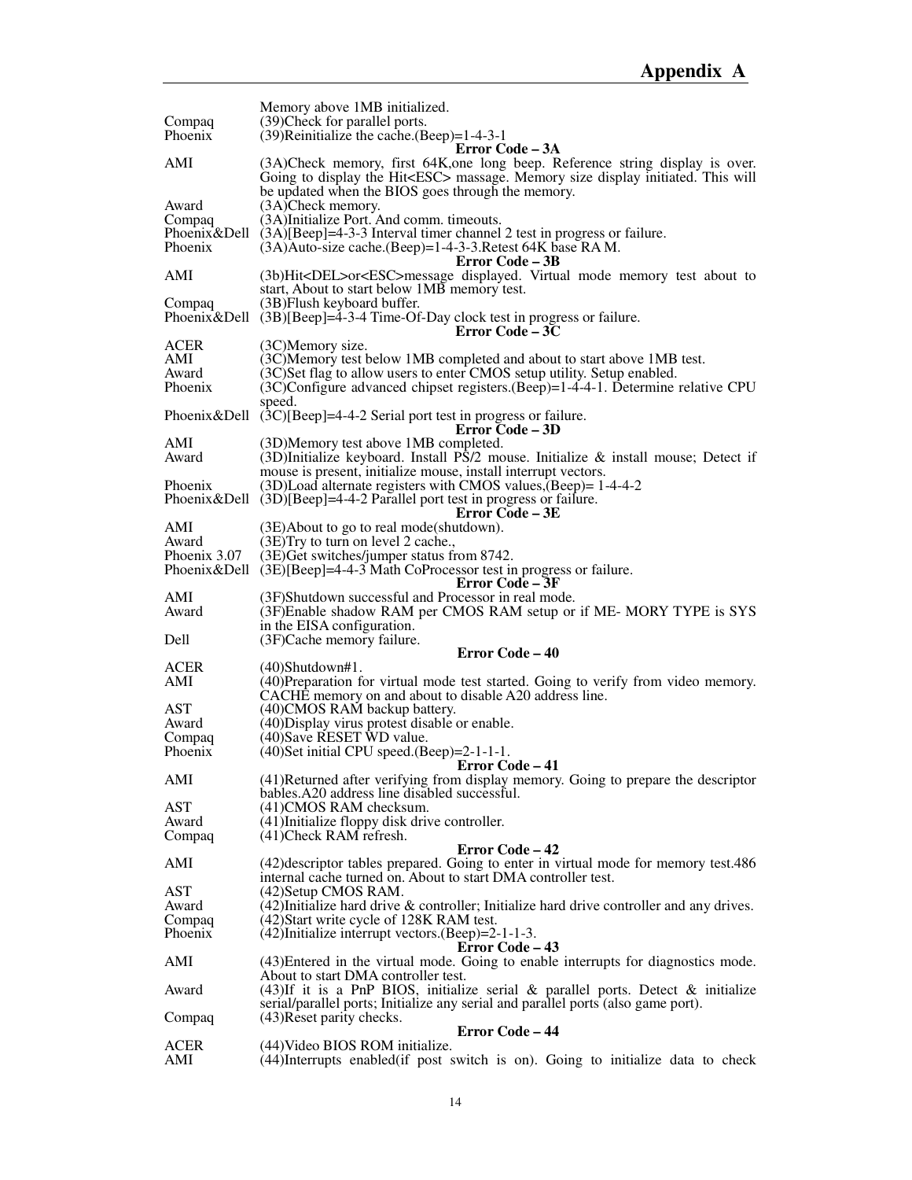| | |
|---|---|
| | Memory above 1MB initialized. |
| Compaq | (39)Check for parallel ports. |
| Phoenix | (39)Reinitialize the cache.(Beep)=1-4-3-1 |

**Error Code – 3A**

| | |
|---|---|
| AMI | (3A)Check memory, first 64K,one long beep. Reference string display is over. Going to display the Hit<ESC> massage. Memory size display initiated. This will be updated when the BIOS goes through the memory. |
| Award | (3A)Check memory. |
| Compaq | (3A)Initialize Port. And comm. timeouts. |
| Phoenix&Dell | (3A)[Beep]=4-3-3 Interval timer channel 2 test in progress or failure. |
| Phoenix | (3A)Auto-size cache.(Beep)=1-4-3-3.Retest 64K base RA M. |

**Error Code – 3B**

| | |
|---|---|
| AMI | (3b)Hit<DEL>or<ESC>message displayed. Virtual mode memory test about to start, About to start below 1MB memory test. |
| Compaq | (3B)Flush keyboard buffer. |
| Phoenix&Dell | (3B)[Beep]=4-3-4 Time-Of-Day clock test in progress or failure. |

**Error Code – 3C**

| | |
|---|---|
| ACER | (3C)Memory size. |
| AMI | (3C)Memory test below 1MB completed and about to start above 1MB test. |
| Award | (3C)Set flag to allow users to enter CMOS setup utility. Setup enabled. |
| Phoenix | (3C)Configure advanced chipset registers.(Beep)=1-4-4-1. Determine relative CPU speed. |
| Phoenix&Dell | (3C)[Beep]=4-4-2 Serial port test in progress or failure. |

**Error Code – 3D**

| | |
|---|---|
| AMI | (3D)Memory test above 1MB completed. |
| Award | (3D)Initialize keyboard. Install PS/2 mouse. Initialize & install mouse; Detect if mouse is present, initialize mouse, install interrupt vectors. |
| Phoenix | (3D)Load alternate registers with CMOS values,(Beep)= 1-4-4-2 |
| Phoenix&Dell | (3D)[Beep]=4-4-2 Parallel port test in progress or failure. |

**Error Code – 3E**

| | |
|---|---|
| AMI | (3E)About to go to real mode(shutdown). |
| Award | (3E)Try to turn on level 2 cache., |
| Phoenix 3.07 | (3E)Get switches/jumper status from 8742. |
| Phoenix&Dell | (3E)[Beep]=4-4-3 Math CoProcessor test in progress or failure. |

**Error Code – 3F**

| | |
|---|---|
| AMI | (3F)Shutdown successful and Processor in real mode. |
| Award | (3F)Enable shadow RAM per CMOS RAM setup or if ME- MORY TYPE is SYS in the EISA configuration. |
| Dell | (3F)Cache memory failure. |

**Error Code – 40**

| | |
|---|---|
| ACER | (40)Shutdown#1. |
| AMI | (40)Preparation for virtual mode test started. Going to verify from video memory. CACHE memory on and about to disable A20 address line. |
| AST | (40)CMOS RAM backup battery. |
| Award | (40)Display virus protest disable or enable. |
| Compaq | (40)Save RESET WD value. |
| Phoenix | (40)Set initial CPU speed.(Beep)=2-1-1-1. |

**Error Code – 41**

| | |
|---|---|
| AMI | (41)Returned after verifying from display memory. Going to prepare the descriptor bables.A20 address line disabled successful. |
| AST | (41)CMOS RAM checksum. |
| Award | (41)Initialize floppy disk drive controller. |
| Compaq | (41)Check RAM refresh. |

**Error Code – 42**

| | |
|---|---|
| AMI | (42)descriptor tables prepared. Going to enter in virtual mode for memory test.486 internal cache turned on. About to start DMA controller test. |
| AST | (42)Setup CMOS RAM. |
| Award | (42)Initialize hard drive & controller; Initialize hard drive controller and any drives. |
| Compaq | (42)Start write cycle of 128K RAM test. |
| Phoenix | (42)Initialize interrupt vectors.(Beep)=2-1-1-3. |

**Error Code – 43**

| | |
|---|---|
| AMI | (43)Entered in the virtual mode. Going to enable interrupts for diagnostics mode. About to start DMA controller test. |
| Award | (43)If it is a PnP BIOS, initialize serial & parallel ports. Detect & initialize serial/parallel ports; Initialize any serial and parallel ports (also game port). |
| Compaq | (43)Reset parity checks. |

**Error Code – 44**

| | |
|---|---|
| ACER | (44)Video BIOS ROM initialize. |
| AMI | (44)Interrupts enabled(if post switch is on). Going to initialize data to check |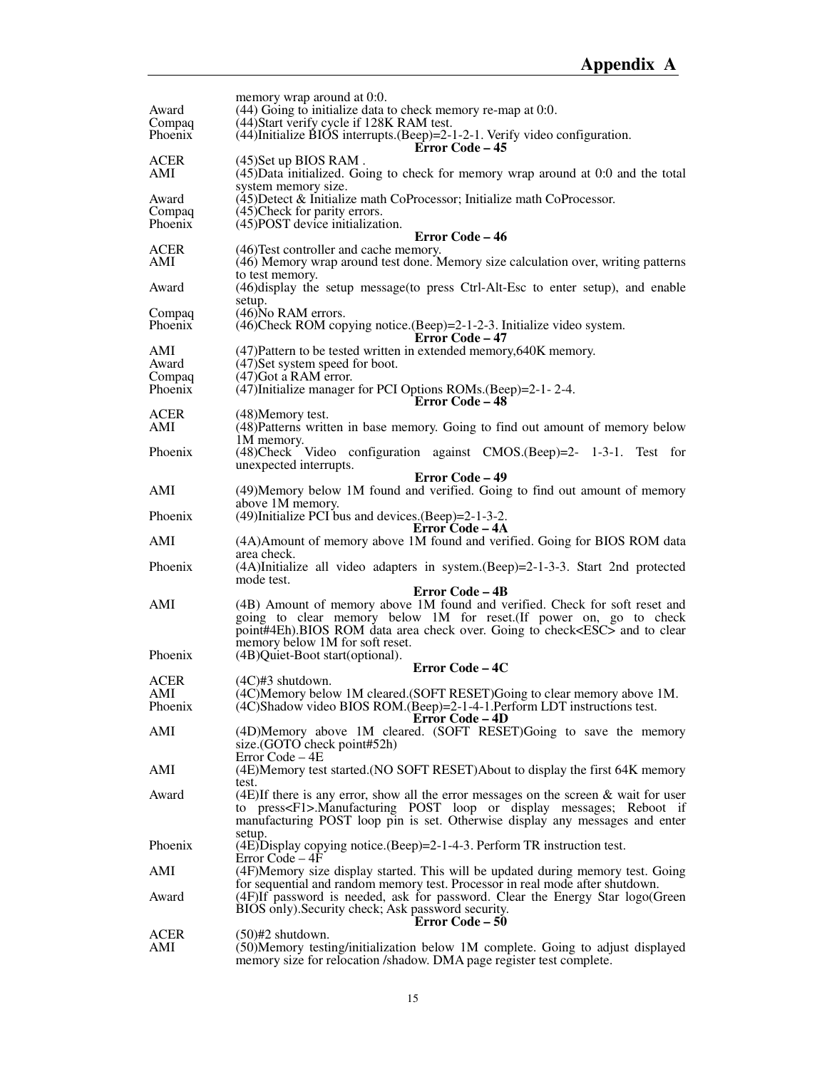| | memory wrap around at 0:0. |
|---|---|
| Award | (44) Going to initialize data to check memory re-map at 0:0. |
| Compaq | (44)Start verify cycle if 128K RAM test. |
| Phoenix | (44)Initialize BIOS interrupts.(Beep)=2-1-2-1. Verify video configuration. |

**Error Code – 45**

| | |
|---|---|
| ACER | (45)Set up BIOS RAM . |
| AMI | (45)Data initialized. Going to check for memory wrap around at 0:0 and the total system memory size. |
| Award | (45)Detect & Initialize math CoProcessor; Initialize math CoProcessor. |
| Compaq | (45)Check for parity errors. |
| Phoenix | (45)POST device initialization. |

**Error Code – 46**

| | |
|---|---|
| ACER | (46)Test controller and cache memory. |
| AMI | (46) Memory wrap around test done. Memory size calculation over, writing patterns to test memory. |
| Award | (46)display the setup message(to press Ctrl-Alt-Esc to enter setup), and enable setup. |
| Compaq | (46)No RAM errors. |
| Phoenix | (46)Check ROM copying notice.(Beep)=2-1-2-3. Initialize video system. |

**Error Code – 47**

| | |
|---|---|
| AMI | (47)Pattern to be tested written in extended memory,640K memory. |
| Award | (47)Set system speed for boot. |
| Compaq | (47)Got a RAM error. |
| Phoenix | (47)Initialize manager for PCI Options ROMs.(Beep)=2-1- 2-4. |

**Error Code – 48**

| | |
|---|---|
| ACER | (48)Memory test. |
| AMI | (48)Patterns written in base memory. Going to find out amount of memory below 1M memory. |
| Phoenix | (48)Check Video configuration against CMOS.(Beep)=2- 1-3-1. Test for unexpected interrupts. |

**Error Code – 49**

| | |
|---|---|
| AMI | (49)Memory below 1M found and verified. Going to find out amount of memory above 1M memory. |
| Phoenix | (49)Initialize PCI bus and devices.(Beep)=2-1-3-2. |

**Error Code – 4A**

| | |
|---|---|
| AMI | (4A)Amount of memory above 1M found and verified. Going for BIOS ROM data area check. |
| Phoenix | (4A)Initialize all video adapters in system.(Beep)=2-1-3-3. Start 2nd protected mode test. |

**Error Code – 4B**

| | |
|---|---|
| AMI | (4B) Amount of memory above 1M found and verified. Check for soft reset and going to clear memory below 1M for reset.(If power on, go to check point#4Eh).BIOS ROM data area check over. Going to check<ESC> and to clear memory below 1M for soft reset. |
| Phoenix | (4B)Quiet-Boot start(optional). |

**Error Code – 4C**

| | |
|---|---|
| ACER | (4C)#3 shutdown. |
| AMI | (4C)Memory below 1M cleared.(SOFT RESET)Going to clear memory above 1M. |
| Phoenix | (4C)Shadow video BIOS ROM.(Beep)=2-1-4-1.Perform LDT instructions test. |

**Error Code – 4D**

| | |
|---|---|
| AMI | (4D)Memory above 1M cleared. (SOFT RESET)Going to save the memory size.(GOTO check point#52h) |

Error Code – 4E

| | |
|---|---|
| AMI | (4E)Memory test started.(NO SOFT RESET)About to display the first 64K memory test. |
| Award | (4E)If there is any error, show all the error messages on the screen & wait for user to press<F1>.Manufacturing POST loop or display messages; Reboot if manufacturing POST loop pin is set. Otherwise display any messages and enter setup. |
| Phoenix | (4E)Display copying notice.(Beep)=2-1-4-3. Perform TR instruction test. |

Error Code – 4F

| | |
|---|---|
| AMI | (4F)Memory size display started. This will be updated during memory test. Going for sequential and random memory test. Processor in real mode after shutdown. |
| Award | (4F)If password is needed, ask for password. Clear the Energy Star logo(Green BIOS only).Security check; Ask password security. |

**Error Code – 50**

| | |
|---|---|
| ACER | (50)#2 shutdown. |
| AMI | (50)Memory testing/initialization below 1M complete. Going to adjust displayed memory size for relocation /shadow. DMA page register test complete. |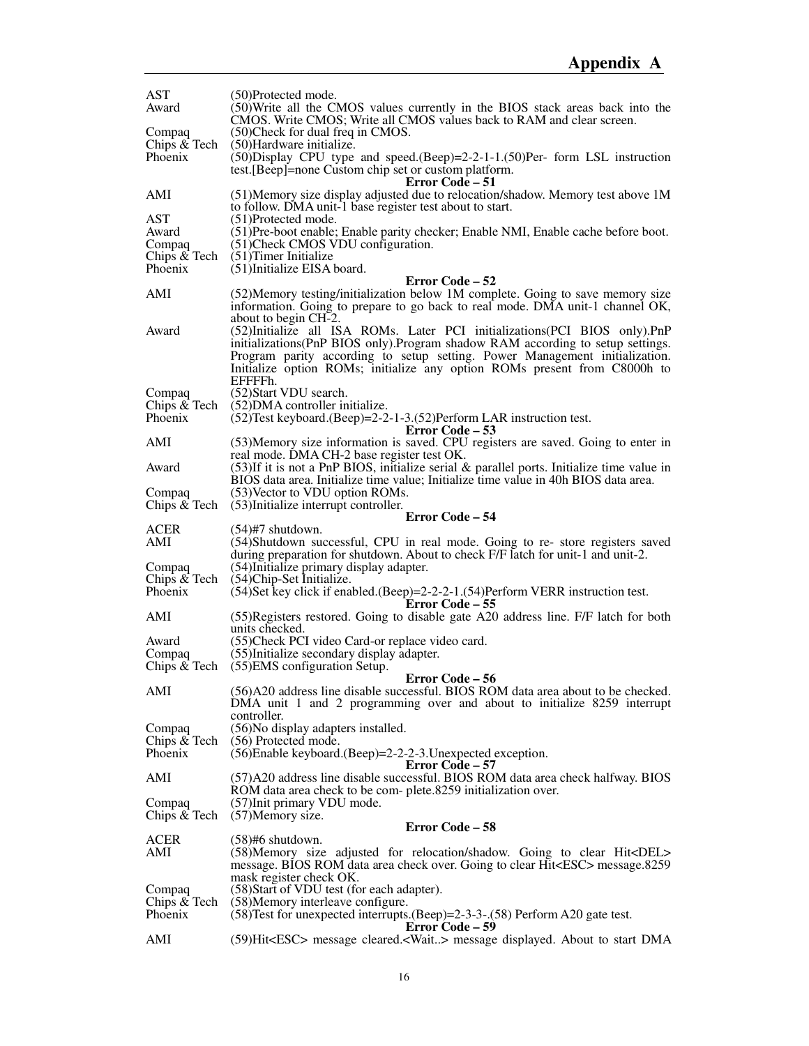| | |
|---|---|
| AST | (50)Protected mode. |
| Award | (50)Write all the CMOS values currently in the BIOS stack areas back into the CMOS. Write CMOS; Write all CMOS values back to RAM and clear screen. |
| Compaq | (50)Check for dual freq in CMOS. |
| Chips & Tech | (50)Hardware initialize. |
| Phoenix | (50)Display CPU type and speed.(Beep)=2-2-1-1.(50)Per- form LSL instruction test.[Beep]=none Custom chip set or custom platform. |

**Error Code – 51**

| | |
|---|---|
| AMI | (51)Memory size display adjusted due to relocation/shadow. Memory test above 1M to follow. DMA unit-1 base register test about to start. |
| AST | (51)Protected mode. |
| Award | (51)Pre-boot enable; Enable parity checker; Enable NMI, Enable cache before boot. |
| Compaq | (51)Check CMOS VDU configuration. |
| Chips & Tech | (51)Timer Initialize |
| Phoenix | (51)Initialize EISA board. |

**Error Code – 52**

| | |
|---|---|
| AMI | (52)Memory testing/initialization below 1M complete. Going to save memory size information. Going to prepare to go back to real mode. DMA unit-1 channel OK, about to begin CH-2. |
| Award | (52)Initialize all ISA ROMs. Later PCI initializations(PCI BIOS only).PnP initializations(PnP BIOS only).Program shadow RAM according to setup settings. Program parity according to setup setting. Power Management initialization. Initialize option ROMs; initialize any option ROMs present from C8000h to EFFFFh. |
| Compaq | (52)Start VDU search. |
| Chips & Tech | (52)DMA controller initialize. |
| Phoenix | (52)Test keyboard.(Beep)=2-2-1-3.(52)Perform LAR instruction test. |

**Error Code – 53**

| | |
|---|---|
| AMI | (53)Memory size information is saved. CPU registers are saved. Going to enter in real mode. DMA CH-2 base register test OK. |
| Award | (53)If it is not a PnP BIOS, initialize serial & parallel ports. Initialize time value in BIOS data area. Initialize time value; Initialize time value in 40h BIOS data area. |
| Compaq | (53)Vector to VDU option ROMs. |
| Chips & Tech | (53)Initialize interrupt controller. |

**Error Code – 54**

| | |
|---|---|
| ACER | (54)#7 shutdown. |
| AMI | (54)Shutdown successful, CPU in real mode. Going to re- store registers saved during preparation for shutdown. About to check F/F latch for unit-1 and unit-2. |
| Compaq | (54)Initialize primary display adapter. |
| Chips & Tech | (54)Chip-Set Initialize. |
| Phoenix | (54)Set key click if enabled.(Beep)=2-2-2-1.(54)Perform VERR instruction test. |

**Error Code – 55**

| | |
|---|---|
| AMI | (55)Registers restored. Going to disable gate A20 address line. F/F latch for both units checked. |
| Award | (55)Check PCI video Card-or replace video card. |
| Compaq | (55)Initialize secondary display adapter. |
| Chips & Tech | (55)EMS configuration Setup. |

**Error Code – 56**

| | |
|---|---|
| AMI | (56)A20 address line disable successful. BIOS ROM data area about to be checked. DMA unit 1 and 2 programming over and about to initialize 8259 interrupt controller. |
| Compaq | (56)No display adapters installed. |
| Chips & Tech | (56) Protected mode. |
| Phoenix | (56)Enable keyboard.(Beep)=2-2-2-3.Unexpected exception. |

**Error Code – 57**

| | |
|---|---|
| AMI | (57)A20 address line disable successful. BIOS ROM data area check halfway. BIOS ROM data area check to be com- plete.8259 initialization over. |
| Compaq | (57)Init primary VDU mode. |
| Chips & Tech | (57)Memory size. |

**Error Code – 58**

| | |
|---|---|
| ACER | (58)#6 shutdown. |
| AMI | (58)Memory size adjusted for relocation/shadow. Going to clear Hit<DEL> message. BIOS ROM data area check over. Going to clear Hit<ESC> message.8259 mask register check OK. |
| Compaq | (58)Start of VDU test (for each adapter). |
| Chips & Tech | (58)Memory interleave configure. |
| Phoenix | (58)Test for unexpected interrupts.(Beep)=2-3-3-.(58) Perform A20 gate test. |

**Error Code – 59**

| | |
|---|---|
| AMI | (59)Hit<ESC> message cleared.<Wait..> message displayed. About to start DMA |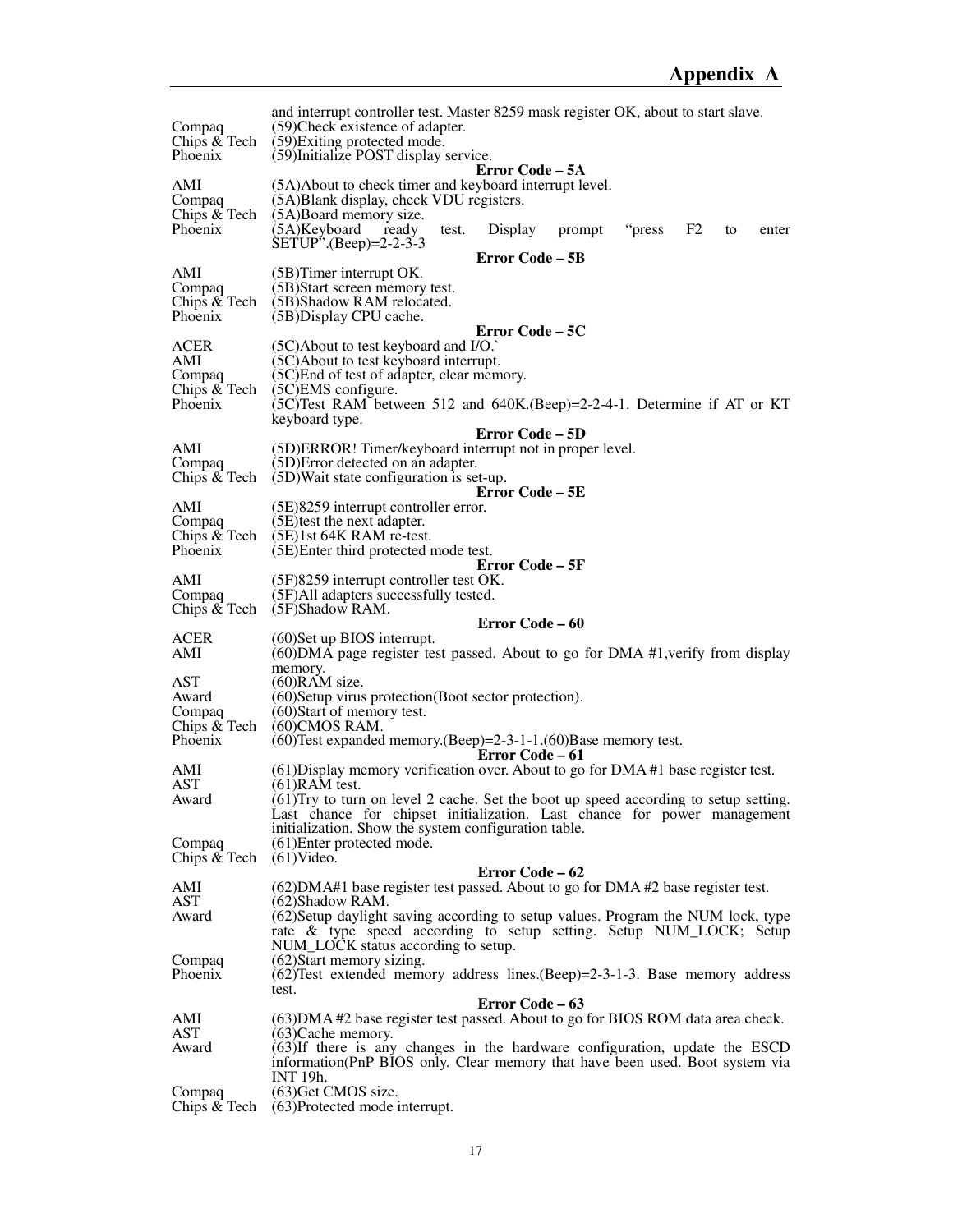and interrupt controller test. Master 8259 mask register OK, about to start slave.

| | |
|---|---|
| Compaq | (59)Check existence of adapter. |
| Chips & Tech | (59)Exiting protected mode. |
| Phoenix | (59)Initialize POST display service. |

**Error Code – 5A**

| | |
|---|---|
| AMI | (5A)About to check timer and keyboard interrupt level. |
| Compaq | (5A)Blank display, check VDU registers. |
| Chips & Tech | (5A)Board memory size. |
| Phoenix | (5A)Keyboard ready test. Display prompt "press F2 to enter SETUP".(Beep)=2-2-3-3 |

**Error Code – 5B**

| | |
|---|---|
| AMI | (5B)Timer interrupt OK. |
| Compaq | (5B)Start screen memory test. |
| Chips & Tech | (5B)Shadow RAM relocated. |
| Phoenix | (5B)Display CPU cache. |

**Error Code – 5C**

| | |
|---|---|
| ACER | (5C)About to test keyboard and I/O.` |
| AMI | (5C)About to test keyboard interrupt. |
| Compaq | (5C)End of test of adapter, clear memory. |
| Chips & Tech | (5C)EMS configure. |
| Phoenix | (5C)Test RAM between 512 and 640K.(Beep)=2-2-4-1. Determine if AT or KT keyboard type. |

**Error Code – 5D**

| | |
|---|---|
| AMI | (5D)ERROR! Timer/keyboard interrupt not in proper level. |
| Compaq | (5D)Error detected on an adapter. |
| Chips & Tech | (5D)Wait state configuration is set-up. |

**Error Code – 5E**

| | |
|---|---|
| AMI | (5E)8259 interrupt controller error. |
| Compaq | (5E)test the next adapter. |
| Chips & Tech | (5E)1st 64K RAM re-test. |
| Phoenix | (5E)Enter third protected mode test. |

**Error Code – 5F**

| | |
|---|---|
| AMI | (5F)8259 interrupt controller test OK. |
| Compaq | (5F)All adapters successfully tested. |
| Chips & Tech | (5F)Shadow RAM. |

**Error Code – 60**

| | |
|---|---|
| ACER | (60)Set up BIOS interrupt. |
| AMI | (60)DMA page register test passed. About to go for DMA #1,verify from display memory. |
| AST | (60)RAM size. |
| Award | (60)Setup virus protection(Boot sector protection). |
| Compaq | (60)Start of memory test. |
| Chips & Tech | (60)CMOS RAM. |
| Phoenix | (60)Test expanded memory.(Beep)=2-3-1-1.(60)Base memory test. |

**Error Code – 61**

| | |
|---|---|
| AMI | (61)Display memory verification over. About to go for DMA #1 base register test. |
| AST | (61)RAM test. |
| Award | (61)Try to turn on level 2 cache. Set the boot up speed according to setup setting. Last chance for chipset initialization. Last chance for power management initialization. Show the system configuration table. |
| Compaq | (61)Enter protected mode. |
| Chips & Tech | (61)Video. |

**Error Code – 62**

| | |
|---|---|
| AMI | (62)DMA#1 base register test passed. About to go for DMA #2 base register test. |
| AST | (62)Shadow RAM. |
| Award | (62)Setup daylight saving according to setup values. Program the NUM lock, type rate & type speed according to setup setting. Setup NUM_LOCK; Setup NUM_LOCK status according to setup. |
| Compaq | (62)Start memory sizing. |
| Phoenix | (62)Test extended memory address lines.(Beep)=2-3-1-3. Base memory address test. |

**Error Code – 63**

| | |
|---|---|
| AMI | (63)DMA #2 base register test passed. About to go for BIOS ROM data area check. |
| AST | (63)Cache memory. |
| Award | (63)If there is any changes in the hardware configuration, update the ESCD information(PnP BIOS only. Clear memory that have been used. Boot system via INT 19h. |
| Compaq | (63)Get CMOS size. |
| Chips & Tech | (63)Protected mode interrupt. |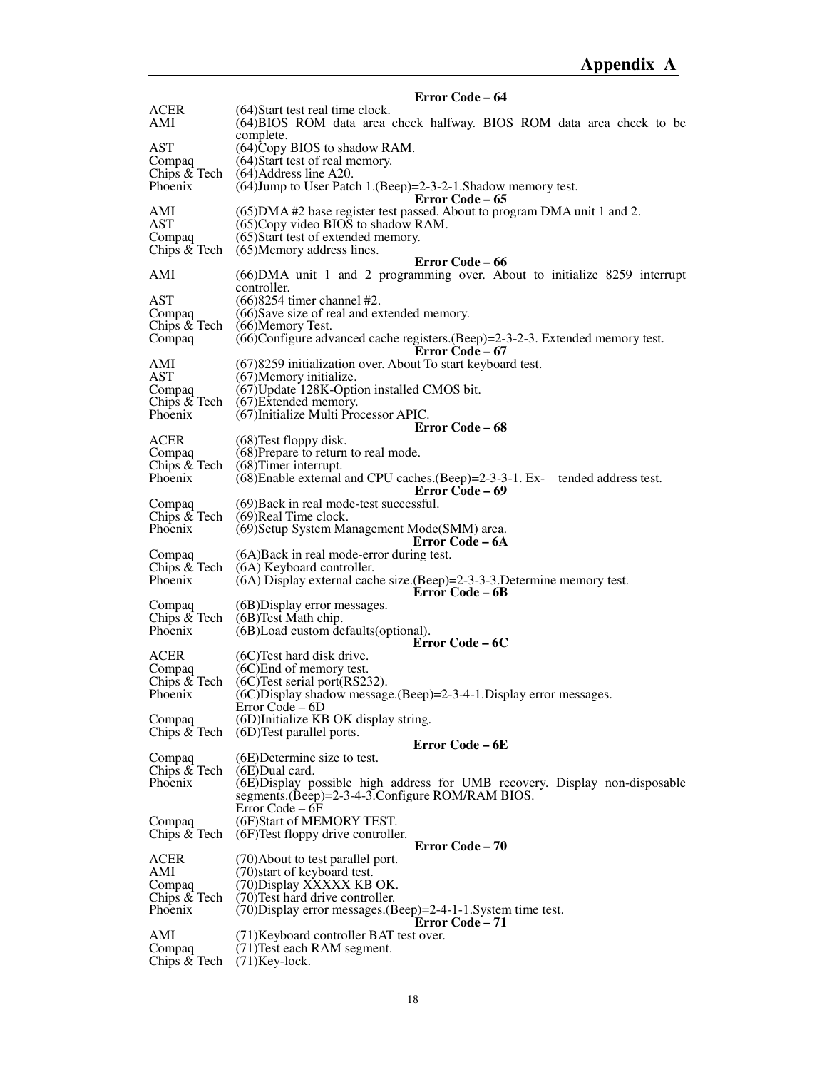### Error Code – 64

| | |
|---|---|
| ACER | (64)Start test real time clock. |
| AMI | (64)BIOS ROM data area check halfway. BIOS ROM data area check to be complete. |
| AST | (64)Copy BIOS to shadow RAM. |
| Compaq | (64)Start test of real memory. |
| Chips & Tech | (64)Address line A20. |
| Phoenix | (64)Jump to User Patch 1.(Beep)=2-3-2-1.Shadow memory test. |

### Error Code – 65

| | |
|---|---|
| AMI | (65)DMA #2 base register test passed. About to program DMA unit 1 and 2. |
| AST | (65)Copy video BIOS to shadow RAM. |
| Compaq | (65)Start test of extended memory. |
| Chips & Tech | (65)Memory address lines. |

### Error Code – 66

| | |
|---|---|
| AMI | (66)DMA unit 1 and 2 programming over. About to initialize 8259 interrupt controller. |
| AST | (66)8254 timer channel #2. |
| Compaq | (66)Save size of real and extended memory. |
| Chips & Tech | (66)Memory Test. |
| Compaq | (66)Configure advanced cache registers.(Beep)=2-3-2-3. Extended memory test. |

### Error Code – 67

| | |
|---|---|
| AMI | (67)8259 initialization over. About To start keyboard test. |
| AST | (67)Memory initialize. |
| Compaq | (67)Update 128K-Option installed CMOS bit. |
| Chips & Tech | (67)Extended memory. |
| Phoenix | (67)Initialize Multi Processor APIC. |

### Error Code – 68

| | |
|---|---|
| ACER | (68)Test floppy disk. |
| Compaq | (68)Prepare to return to real mode. |
| Chips & Tech | (68)Timer interrupt. |
| Phoenix | (68)Enable external and CPU caches.(Beep)=2-3-3-1. Ex- tended address test. |

### Error Code – 69

| | |
|---|---|
| Compaq | (69)Back in real mode-test successful. |
| Chips & Tech | (69)Real Time clock. |
| Phoenix | (69)Setup System Management Mode(SMM) area. |

### Error Code – 6A

| | |
|---|---|
| Compaq | (6A)Back in real mode-error during test. |
| Chips & Tech | (6A) Keyboard controller. |
| Phoenix | (6A) Display external cache size.(Beep)=2-3-3-3.Determine memory test. |

### Error Code – 6B

| | |
|---|---|
| Compaq | (6B)Display error messages. |
| Chips & Tech | (6B)Test Math chip. |
| Phoenix | (6B)Load custom defaults(optional). |

### Error Code – 6C

| | |
|---|---|
| ACER | (6C)Test hard disk drive. |
| Compaq | (6C)End of memory test. |
| Chips & Tech | (6C)Test serial port(RS232). |
| Phoenix | (6C)Display shadow message.(Beep)=2-3-4-1.Display error messages. |

Error Code – 6D

| | |
|---|---|
| Compaq | (6D)Initialize KB OK display string. |
| Chips & Tech | (6D)Test parallel ports. |

### Error Code – 6E

| | |
|---|---|
| Compaq | (6E)Determine size to test. |
| Chips & Tech | (6E)Dual card. |
| Phoenix | (6E)Display possible high address for UMB recovery. Display non-disposable segments.(Beep)=2-3-4-3.Configure ROM/RAM BIOS. |

Error Code – 6F

| | |
|---|---|
| Compaq | (6F)Start of MEMORY TEST. |
| Chips & Tech | (6F)Test floppy drive controller. |

### Error Code – 70

| | |
|---|---|
| ACER | (70)About to test parallel port. |
| AMI | (70)start of keyboard test. |
| Compaq | (70)Display XXXXX KB OK. |
| Chips & Tech | (70)Test hard drive controller. |
| Phoenix | (70)Display error messages.(Beep)=2-4-1-1.System time test. |

### Error Code – 71

| | |
|---|---|
| AMI | (71)Keyboard controller BAT test over. |
| Compaq | (71)Test each RAM segment. |
| Chips & Tech | (71)Key-lock. |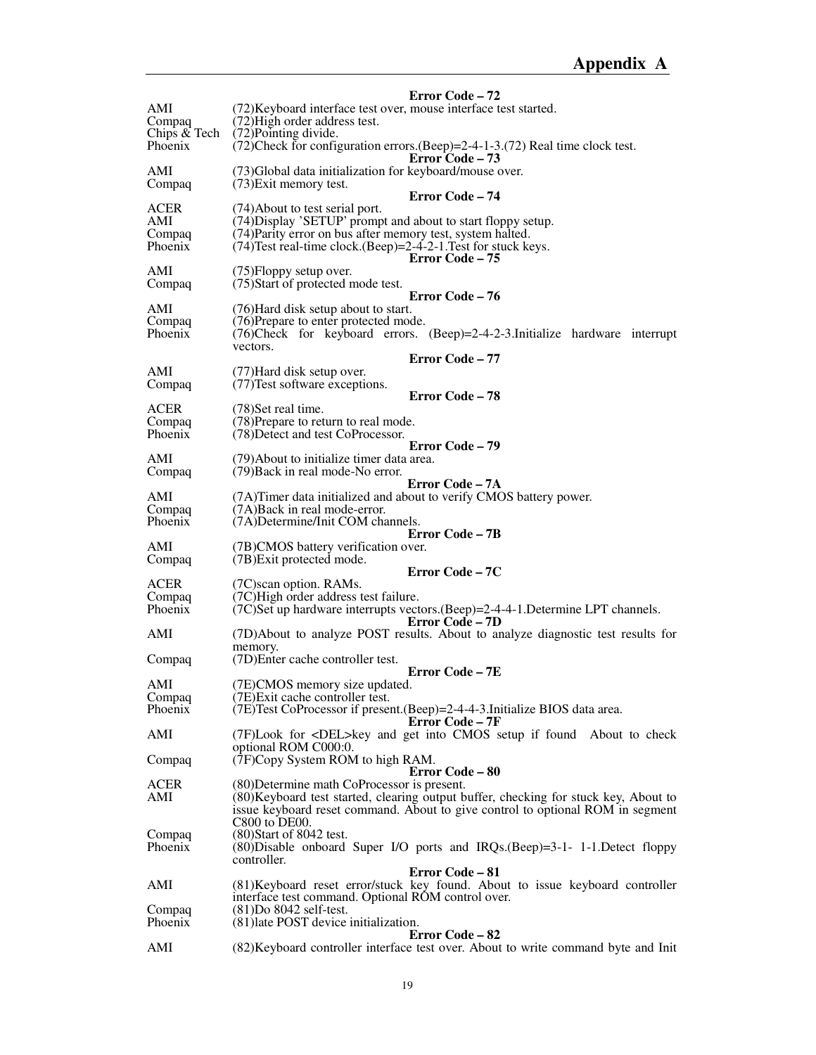**Error Code – 72**

| | |
|---|---|
| AMI | (72)Keyboard interface test over, mouse interface test started. |
| Compaq | (72)High order address test. |
| Chips & Tech | (72)Pointing divide. |
| Phoenix | (72)Check for configuration errors.(Beep)=2-4-1-3.(72) Real time clock test. |

**Error Code – 73**

| | |
|---|---|
| AMI | (73)Global data initialization for keyboard/mouse over. |
| Compaq | (73)Exit memory test. |

**Error Code – 74**

| | |
|---|---|
| ACER | (74)About to test serial port. |
| AMI | (74)Display 'SETUP' prompt and about to start floppy setup. |
| Compaq | (74)Parity error on bus after memory test, system halted. |
| Phoenix | (74)Test real-time clock.(Beep)=2-4-2-1.Test for stuck keys. |

**Error Code – 75**

| | |
|---|---|
| AMI | (75)Floppy setup over. |
| Compaq | (75)Start of protected mode test. |

**Error Code – 76**

| | |
|---|---|
| AMI | (76)Hard disk setup about to start. |
| Compaq | (76)Prepare to enter protected mode. |
| Phoenix | (76)Check for keyboard errors. (Beep)=2-4-2-3.Initialize hardware interrupt vectors. |

**Error Code – 77**

| | |
|---|---|
| AMI | (77)Hard disk setup over. |
| Compaq | (77)Test software exceptions. |

**Error Code – 78**

| | |
|---|---|
| ACER | (78)Set real time. |
| Compaq | (78)Prepare to return to real mode. |
| Phoenix | (78)Detect and test CoProcessor. |

**Error Code – 79**

| | |
|---|---|
| AMI | (79)About to initialize timer data area. |
| Compaq | (79)Back in real mode-No error. |

**Error Code – 7A**

| | |
|---|---|
| AMI | (7A)Timer data initialized and about to verify CMOS battery power. |
| Compaq | (7A)Back in real mode-error. |
| Phoenix | (7A)Determine/Init COM channels. |

**Error Code – 7B**

| | |
|---|---|
| AMI | (7B)CMOS battery verification over. |
| Compaq | (7B)Exit protected mode. |

**Error Code – 7C**

| | |
|---|---|
| ACER | (7C)scan option. RAMs. |
| Compaq | (7C)High order address test failure. |
| Phoenix | (7C)Set up hardware interrupts vectors.(Beep)=2-4-4-1.Determine LPT channels. |

**Error Code – 7D**

| | |
|---|---|
| AMI | (7D)About to analyze POST results. About to analyze diagnostic test results for memory. |
| Compaq | (7D)Enter cache controller test. |

**Error Code – 7E**

| | |
|---|---|
| AMI | (7E)CMOS memory size updated. |
| Compaq | (7E)Exit cache controller test. |
| Phoenix | (7E)Test CoProcessor if present.(Beep)=2-4-4-3.Initialize BIOS data area. |

**Error Code – 7F**

| | |
|---|---|
| AMI | (7F)Look for <DEL>key and get into CMOS setup if found About to check optional ROM C000:0. |
| Compaq | (7F)Copy System ROM to high RAM. |

**Error Code – 80**

| | |
|---|---|
| ACER | (80)Determine math CoProcessor is present. |
| AMI | (80)Keyboard test started, clearing output buffer, checking for stuck key, About to issue keyboard reset command. About to give control to optional ROM in segment C800 to DE00. |
| Compaq | (80)Start of 8042 test. |
| Phoenix | (80)Disable onboard Super I/O ports and IRQs.(Beep)=3-1- 1-1.Detect floppy controller. |

**Error Code – 81**

| | |
|---|---|
| AMI | (81)Keyboard reset error/stuck key found. About to issue keyboard controller interface test command. Optional ROM control over. |
| Compaq | (81)Do 8042 self-test. |
| Phoenix | (81)late POST device initialization. |

**Error Code – 82**

| | |
|---|---|
| AMI | (82)Keyboard controller interface test over. About to write command byte and Init |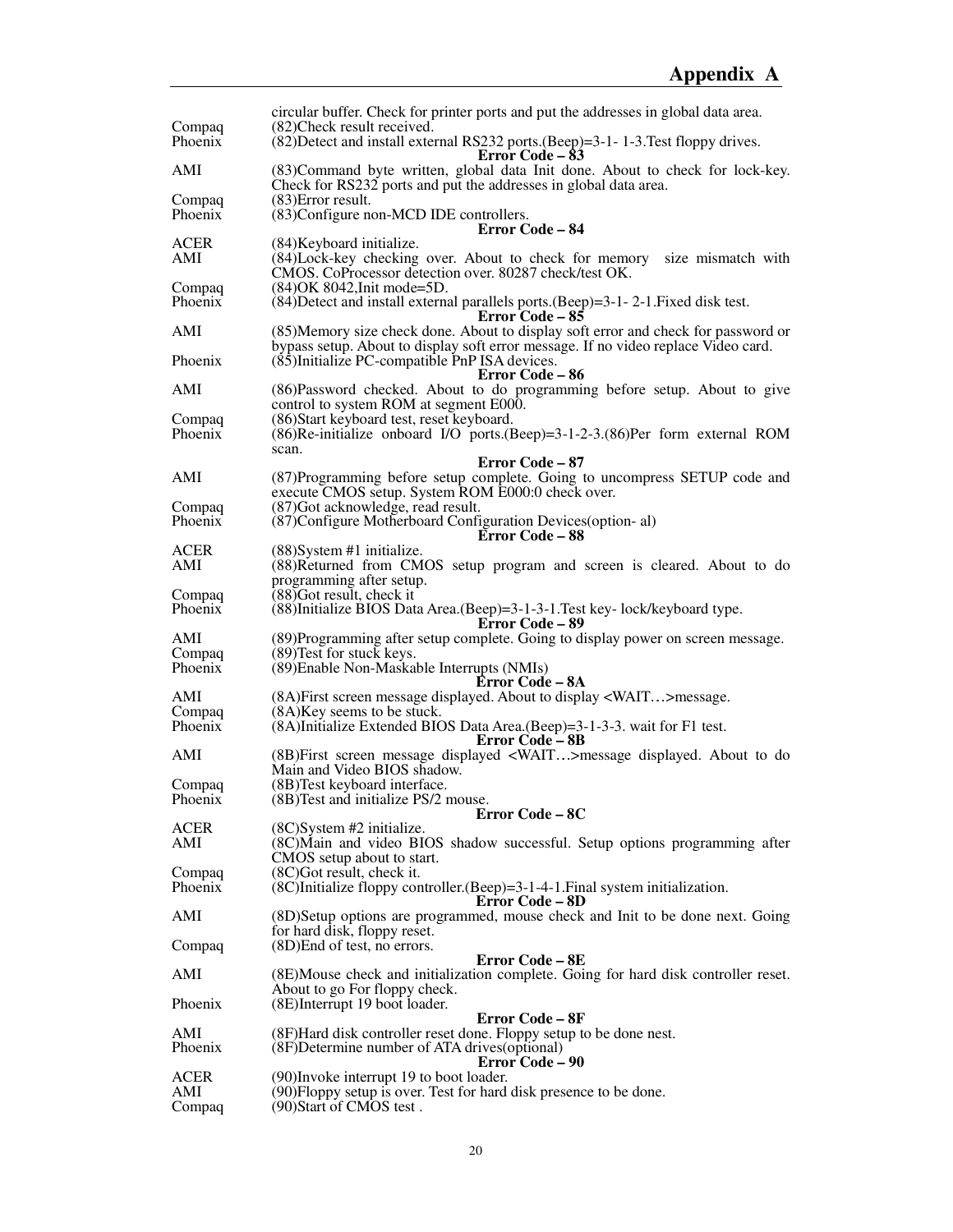| | circular buffer. Check for printer ports and put the addresses in global data area. |
|---|---|
| Compaq | (82)Check result received. |
| Phoenix | (82)Detect and install external RS232 ports.(Beep)=3-1- 1-3.Test floppy drives. |

**Error Code – 83**

| | |
|---|---|
| AMI | (83)Command byte written, global data Init done. About to check for lock-key. Check for RS232 ports and put the addresses in global data area. |
| Compaq | (83)Error result. |
| Phoenix | (83)Configure non-MCD IDE controllers. |

**Error Code – 84**

| | |
|---|---|
| ACER | (84)Keyboard initialize. |
| AMI | (84)Lock-key checking over. About to check for memory size mismatch with CMOS. CoProcessor detection over. 80287 check/test OK. |
| Compaq | (84)OK 8042,Init mode=5D. |
| Phoenix | (84)Detect and install external parallels ports.(Beep)=3-1- 2-1.Fixed disk test. |

**Error Code – 85**

| | |
|---|---|
| AMI | (85)Memory size check done. About to display soft error and check for password or bypass setup. About to display soft error message. If no video replace Video card. |
| Phoenix | (85)Initialize PC-compatible PnP ISA devices. |

**Error Code – 86**

| | |
|---|---|
| AMI | (86)Password checked. About to do programming before setup. About to give control to system ROM at segment E000. |
| Compaq | (86)Start keyboard test, reset keyboard. |
| Phoenix | (86)Re-initialize onboard I/O ports.(Beep)=3-1-2-3.(86)Per form external ROM scan. |

**Error Code – 87**

| | |
|---|---|
| AMI | (87)Programming before setup complete. Going to uncompress SETUP code and execute CMOS setup. System ROM E000:0 check over. |
| Compaq | (87)Got acknowledge, read result. |
| Phoenix | (87)Configure Motherboard Configuration Devices(option- al) |

**Error Code – 88**

| | |
|---|---|
| ACER | (88)System #1 initialize. |
| AMI | (88)Returned from CMOS setup program and screen is cleared. About to do programming after setup. |
| Compaq | (88)Got result, check it |
| Phoenix | (88)Initialize BIOS Data Area.(Beep)=3-1-3-1.Test key- lock/keyboard type. |

**Error Code – 89**

| | |
|---|---|
| AMI | (89)Programming after setup complete. Going to display power on screen message. |
| Compaq | (89)Test for stuck keys. |
| Phoenix | (89)Enable Non-Maskable Interrupts (NMIs) |

**Error Code – 8A**

| | |
|---|---|
| AMI | (8A)First screen message displayed. About to display <WAIT…>message. |
| Compaq | (8A)Key seems to be stuck. |
| Phoenix | (8A)Initialize Extended BIOS Data Area.(Beep)=3-1-3-3. wait for F1 test. |

**Error Code – 8B**

| | |
|---|---|
| AMI | (8B)First screen message displayed <WAIT…>message displayed. About to do Main and Video BIOS shadow. |
| Compaq | (8B)Test keyboard interface. |
| Phoenix | (8B)Test and initialize PS/2 mouse. |

**Error Code – 8C**

| | |
|---|---|
| ACER | (8C)System #2 initialize. |
| AMI | (8C)Main and video BIOS shadow successful. Setup options programming after CMOS setup about to start. |
| Compaq | (8C)Got result, check it. |
| Phoenix | (8C)Initialize floppy controller.(Beep)=3-1-4-1.Final system initialization. |

**Error Code – 8D**

| | |
|---|---|
| AMI | (8D)Setup options are programmed, mouse check and Init to be done next. Going for hard disk, floppy reset. |
| Compaq | (8D)End of test, no errors. |

**Error Code – 8E**

| | |
|---|---|
| AMI | (8E)Mouse check and initialization complete. Going for hard disk controller reset. About to go For floppy check. |
| Phoenix | (8E)Interrupt 19 boot loader. |

**Error Code – 8F**

| | |
|---|---|
| AMI | (8F)Hard disk controller reset done. Floppy setup to be done nest. |
| Phoenix | (8F)Determine number of ATA drives(optional) |

**Error Code – 90**

| | |
|---|---|
| ACER | (90)Invoke interrupt 19 to boot loader. |
| AMI | (90)Floppy setup is over. Test for hard disk presence to be done. |
| Compaq | (90)Start of CMOS test . |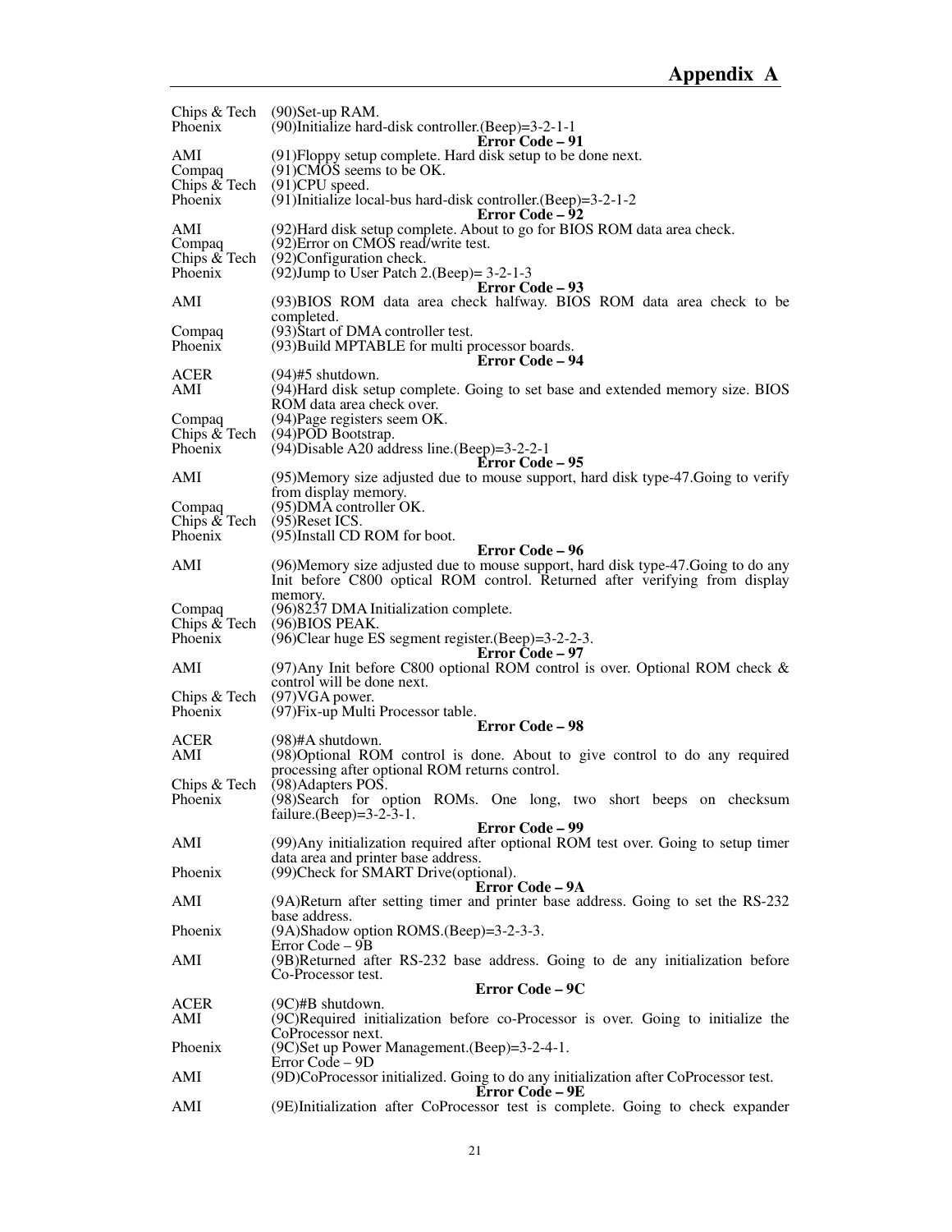| | |
|---|---|
| Chips & Tech | (90)Set-up RAM. |
| Phoenix | (90)Initialize hard-disk controller.(Beep)=3-2-1-1 |

**Error Code – 91**

| | |
|---|---|
| AMI | (91)Floppy setup complete. Hard disk setup to be done next. |
| Compaq | (91)CMOS seems to be OK. |
| Chips & Tech | (91)CPU speed. |
| Phoenix | (91)Initialize local-bus hard-disk controller.(Beep)=3-2-1-2 |

**Error Code – 92**

| | |
|---|---|
| AMI | (92)Hard disk setup complete. About to go for BIOS ROM data area check. |
| Compaq | (92)Error on CMOS read/write test. |
| Chips & Tech | (92)Configuration check. |
| Phoenix | (92)Jump to User Patch 2.(Beep)= 3-2-1-3 |

**Error Code – 93**

| | |
|---|---|
| AMI | (93)BIOS ROM data area check halfway. BIOS ROM data area check to be completed. |
| Compaq | (93)Start of DMA controller test. |
| Phoenix | (93)Build MPTABLE for multi processor boards. |

**Error Code – 94**

| | |
|---|---|
| ACER | (94)#5 shutdown. |
| AMI | (94)Hard disk setup complete. Going to set base and extended memory size. BIOS ROM data area check over. |
| Compaq | (94)Page registers seem OK. |
| Chips & Tech | (94)POD Bootstrap. |
| Phoenix | (94)Disable A20 address line.(Beep)=3-2-2-1 |

**Error Code – 95**

| | |
|---|---|
| AMI | (95)Memory size adjusted due to mouse support, hard disk type-47.Going to verify from display memory. |
| Compaq | (95)DMA controller OK. |
| Chips & Tech | (95)Reset ICS. |
| Phoenix | (95)Install CD ROM for boot. |

**Error Code – 96**

| | |
|---|---|
| AMI | (96)Memory size adjusted due to mouse support, hard disk type-47.Going to do any Init before C800 optional ROM control. Returned after verifying from display memory. |
| Compaq | (96)8237 DMA Initialization complete. |
| Chips & Tech | (96)BIOS PEAK. |
| Phoenix | (96)Clear huge ES segment register.(Beep)=3-2-2-3. |

**Error Code – 97**

| | |
|---|---|
| AMI | (97)Any Init before C800 optional ROM control is over. Optional ROM check & control will be done next. |
| Chips & Tech | (97)VGA power. |
| Phoenix | (97)Fix-up Multi Processor table. |

**Error Code – 98**

| | |
|---|---|
| ACER | (98)#A shutdown. |
| AMI | (98)Optional ROM control is done. About to give control to do any required processing after optional ROM returns control. |
| Chips & Tech | (98)Adapters POS. |
| Phoenix | (98)Search for option ROMs. One long, two short beeps on checksum failure.(Beep)=3-2-3-1. |

**Error Code – 99**

| | |
|---|---|
| AMI | (99)Any initialization required after optional ROM test over. Going to setup timer data area and printer base address. |
| Phoenix | (99)Check for SMART Drive(optional). |

**Error Code – 9A**

| | |
|---|---|
| AMI | (9A)Return after setting timer and printer base address. Going to set the RS-232 base address. |
| Phoenix | (9A)Shadow option ROMS.(Beep)=3-2-3-3. |

Error Code – 9B

| | |
|---|---|
| AMI | (9B)Returned after RS-232 base address. Going to de any initialization before Co-Processor test. |

**Error Code – 9C**

| | |
|---|---|
| ACER | (9C)#B shutdown. |
| AMI | (9C)Required initialization before co-Processor is over. Going to initialize the CoProcessor next. |
| Phoenix | (9C)Set up Power Management.(Beep)=3-2-4-1. |

Error Code – 9D

| | |
|---|---|
| AMI | (9D)CoProcessor initialized. Going to do any initialization after CoProcessor test. |

**Error Code – 9E**

| | |
|---|---|
| AMI | (9E)Initialization after CoProcessor test is complete. Going to check expander |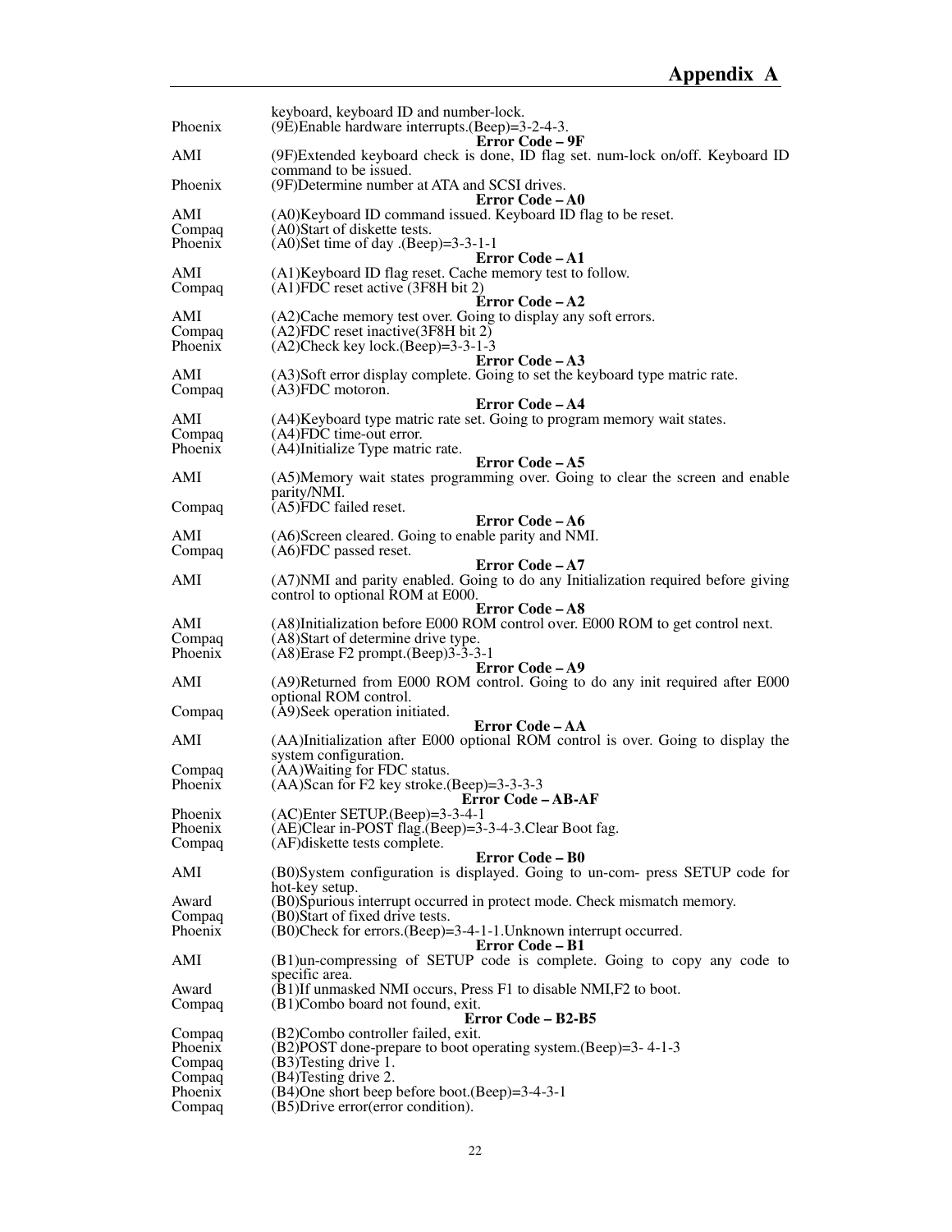| | keyboard, keyboard ID and number-lock. |
|---|---|
| Phoenix | (9E)Enable hardware interrupts.(Beep)=3-2-4-3. |

**Error Code – 9F**

| | |
|---|---|
| AMI | (9F)Extended keyboard check is done, ID flag set. num-lock on/off. Keyboard ID command to be issued. |
| Phoenix | (9F)Determine number at ATA and SCSI drives. |

**Error Code – A0**

| | |
|---|---|
| AMI | (A0)Keyboard ID command issued. Keyboard ID flag to be reset. |
| Compaq | (A0)Start of diskette tests. |
| Phoenix | (A0)Set time of day .(Beep)=3-3-1-1 |

**Error Code – A1**

| | |
|---|---|
| AMI | (A1)Keyboard ID flag reset. Cache memory test to follow. |
| Compaq | (A1)FDC reset active (3F8H bit 2) |

**Error Code – A2**

| | |
|---|---|
| AMI | (A2)Cache memory test over. Going to display any soft errors. |
| Compaq | (A2)FDC reset inactive(3F8H bit 2) |
| Phoenix | (A2)Check key lock.(Beep)=3-3-1-3 |

**Error Code – A3**

| | |
|---|---|
| AMI | (A3)Soft error display complete. Going to set the keyboard type matric rate. |
| Compaq | (A3)FDC motoron. |

**Error Code – A4**

| | |
|---|---|
| AMI | (A4)Keyboard type matric rate set. Going to program memory wait states. |
| Compaq | (A4)FDC time-out error. |
| Phoenix | (A4)Initialize Type matric rate. |

**Error Code – A5**

| | |
|---|---|
| AMI | (A5)Memory wait states programming over. Going to clear the screen and enable parity/NMI. |
| Compaq | (A5)FDC failed reset. |

**Error Code – A6**

| | |
|---|---|
| AMI | (A6)Screen cleared. Going to enable parity and NMI. |
| Compaq | (A6)FDC passed reset. |

**Error Code – A7**

| | |
|---|---|
| AMI | (A7)NMI and parity enabled. Going to do any Initialization required before giving control to optional ROM at E000. |

**Error Code – A8**

| | |
|---|---|
| AMI | (A8)Initialization before E000 ROM control over. E000 ROM to get control next. |
| Compaq | (A8)Start of determine drive type. |
| Phoenix | (A8)Erase F2 prompt.(Beep)3-3-3-1 |

**Error Code – A9**

| | |
|---|---|
| AMI | (A9)Returned from E000 ROM control. Going to do any init required after E000 optional ROM control. |
| Compaq | (A9)Seek operation initiated. |

**Error Code – AA**

| | |
|---|---|
| AMI | (AA)Initialization after E000 optional ROM control is over. Going to display the system configuration. |
| Compaq | (AA)Waiting for FDC status. |
| Phoenix | (AA)Scan for F2 key stroke.(Beep)=3-3-3-3 |

**Error Code – AB-AF**

| | |
|---|---|
| Phoenix | (AC)Enter SETUP.(Beep)=3-3-4-1 |
| Phoenix | (AE)Clear in-POST flag.(Beep)=3-3-4-3.Clear Boot fag. |
| Compaq | (AF)diskette tests complete. |

**Error Code – B0**

| | |
|---|---|
| AMI | (B0)System configuration is displayed. Going to un-com- press SETUP code for hot-key setup. |
| Award | (B0)Spurious interrupt occurred in protect mode. Check mismatch memory. |
| Compaq | (B0)Start of fixed drive tests. |
| Phoenix | (B0)Check for errors.(Beep)=3-4-1-1.Unknown interrupt occurred. |

**Error Code – B1**

| | |
|---|---|
| AMI | (B1)un-compressing of SETUP code is complete. Going to copy any code to specific area. |
| Award | (B1)If unmasked NMI occurs, Press F1 to disable NMI,F2 to boot. |
| Compaq | (B1)Combo board not found, exit. |

**Error Code – B2-B5**

| | |
|---|---|
| Compaq | (B2)Combo controller failed, exit. |
| Phoenix | (B2)POST done-prepare to boot operating system.(Beep)=3- 4-1-3 |
| Compaq | (B3)Testing drive 1. |
| Compaq | (B4)Testing drive 2. |
| Phoenix | (B4)One short beep before boot.(Beep)=3-4-3-1 |
| Compaq | (B5)Drive error(error condition). |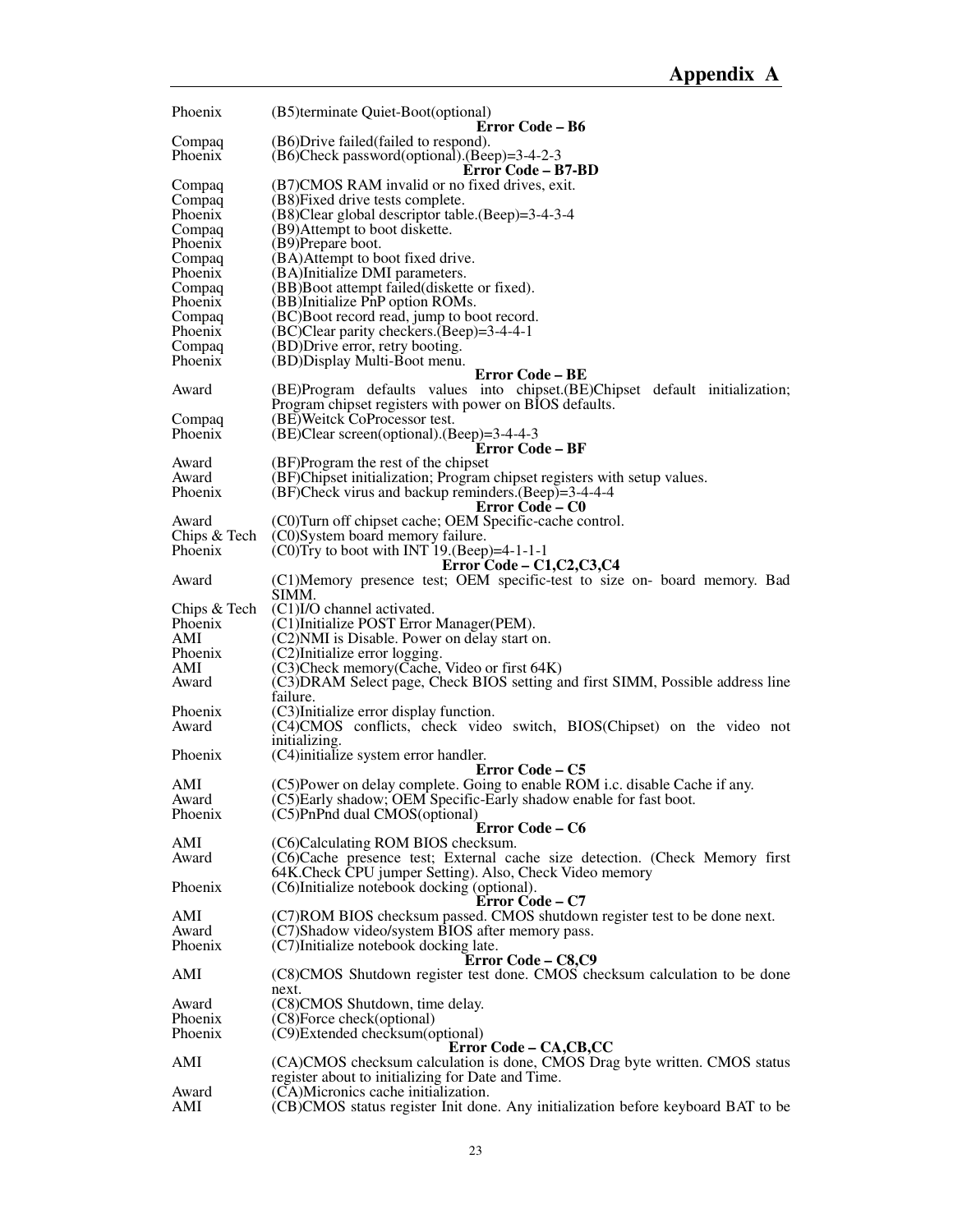| | |
|---|---|
| Phoenix | (B5)terminate Quiet-Boot(optional) |

**Error Code – B6**

| | |
|---|---|
| Compaq | (B6)Drive failed(failed to respond). |
| Phoenix | (B6)Check password(optional).(Beep)=3-4-2-3 |

**Error Code – B7-BD**

| | |
|---|---|
| Compaq | (B7)CMOS RAM invalid or no fixed drives, exit. |
| Compaq | (B8)Fixed drive tests complete. |
| Phoenix | (B8)Clear global descriptor table.(Beep)=3-4-3-4 |
| Compaq | (B9)Attempt to boot diskette. |
| Phoenix | (B9)Prepare boot. |
| Compaq | (BA)Attempt to boot fixed drive. |
| Phoenix | (BA)Initialize DMI parameters. |
| Compaq | (BB)Boot attempt failed(diskette or fixed). |
| Phoenix | (BB)Initialize PnP option ROMs. |
| Compaq | (BC)Boot record read, jump to boot record. |
| Phoenix | (BC)Clear parity checkers.(Beep)=3-4-4-1 |
| Compaq | (BD)Drive error, retry booting. |
| Phoenix | (BD)Display Multi-Boot menu. |

**Error Code – BE**

| | |
|---|---|
| Award | (BE)Program defaults values into chipset.(BE)Chipset default initialization; Program chipset registers with power on BIOS defaults. |
| Compaq | (BE)Weitck CoProcessor test. |
| Phoenix | (BE)Clear screen(optional).(Beep)=3-4-4-3 |

**Error Code – BF**

| | |
|---|---|
| Award | (BF)Program the rest of the chipset |
| Award | (BF)Chipset initialization; Program chipset registers with setup values. |
| Phoenix | (BF)Check virus and backup reminders.(Beep)=3-4-4-4 |

**Error Code – C0**

| | |
|---|---|
| Award | (C0)Turn off chipset cache; OEM Specific-cache control. |
| Chips & Tech | (C0)System board memory failure. |
| Phoenix | (C0)Try to boot with INT 19.(Beep)=4-1-1-1 |

**Error Code – C1,C2,C3,C4**

| | |
|---|---|
| Award | (C1)Memory presence test; OEM specific-test to size on- board memory. Bad SIMM. |
| Chips & Tech | (C1)I/O channel activated. |
| Phoenix | (C1)Initialize POST Error Manager(PEM). |
| AMI | (C2)NMI is Disable. Power on delay start on. |
| Phoenix | (C2)Initialize error logging. |
| AMI | (C3)Check memory(Cache, Video or first 64K) |
| Award | (C3)DRAM Select page, Check BIOS setting and first SIMM, Possible address line failure. |
| Phoenix | (C3)Initialize error display function. |
| Award | (C4)CMOS conflicts, check video switch, BIOS(Chipset) on the video not initializing. |
| Phoenix | (C4)initialize system error handler. |

**Error Code – C5**

| | |
|---|---|
| AMI | (C5)Power on delay complete. Going to enable ROM i.c. disable Cache if any. |
| Award | (C5)Early shadow; OEM Specific-Early shadow enable for fast boot. |
| Phoenix | (C5)PnPnd dual CMOS(optional) |

**Error Code – C6**

| | |
|---|---|
| AMI | (C6)Calculating ROM BIOS checksum. |
| Award | (C6)Cache presence test; External cache size detection. (Check Memory first 64K.Check CPU jumper Setting). Also, Check Video memory |
| Phoenix | (C6)Initialize notebook docking (optional). |

**Error Code – C7**

| | |
|---|---|
| AMI | (C7)ROM BIOS checksum passed. CMOS shutdown register test to be done next. |
| Award | (C7)Shadow video/system BIOS after memory pass. |
| Phoenix | (C7)Initialize notebook docking late. |

**Error Code – C8,C9**

| | |
|---|---|
| AMI | (C8)CMOS Shutdown register test done. CMOS checksum calculation to be done next. |
| Award | (C8)CMOS Shutdown, time delay. |
| Phoenix | (C8)Force check(optional) |
| Phoenix | (C9)Extended checksum(optional) |

**Error Code – CA,CB,CC**

| | |
|---|---|
| AMI | (CA)CMOS checksum calculation is done, CMOS Drag byte written. CMOS status register about to initializing for Date and Time. |
| Award | (CA)Micronics cache initialization. |
| AMI | (CB)CMOS status register Init done. Any initialization before keyboard BAT to be |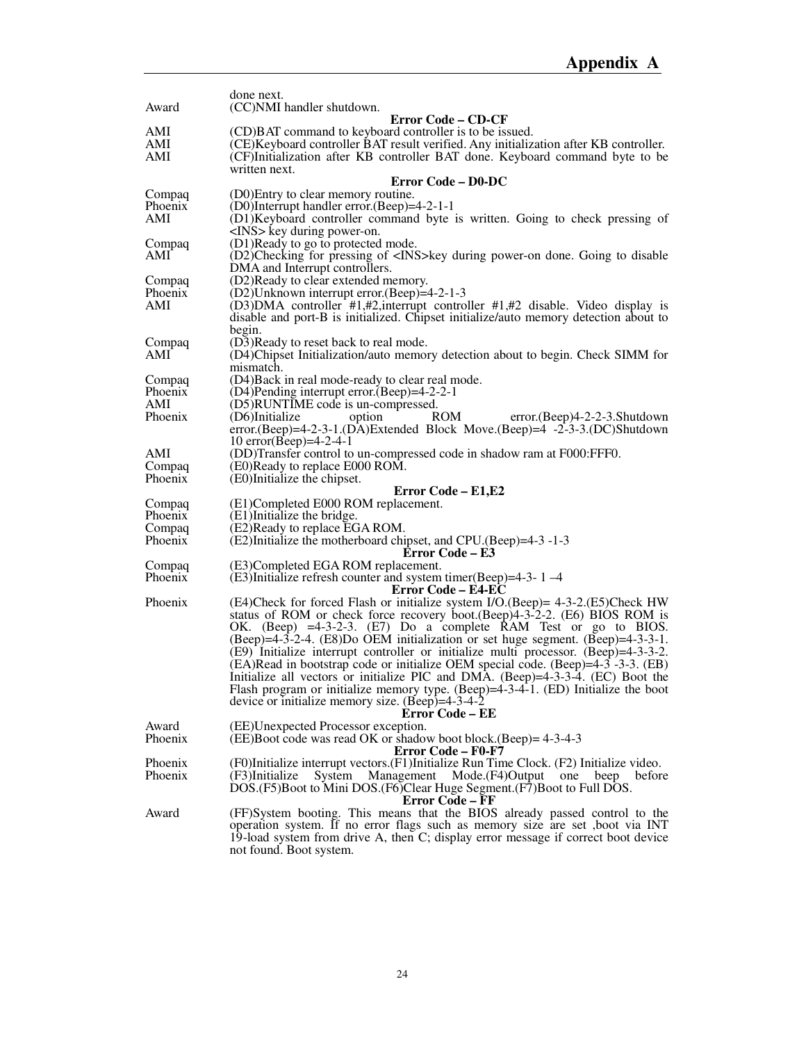| | |
|---|---|
| | done next. |
| Award | (CC)NMI handler shutdown. |
| | **Error Code – CD-CF** |
| AMI | (CD)BAT command to keyboard controller is to be issued. |
| AMI | (CE)Keyboard controller BAT result verified. Any initialization after KB controller. |
| AMI | (CF)Initialization after KB controller BAT done. Keyboard command byte to be written next. |
| | **Error Code – D0-DC** |
| Compaq | (D0)Entry to clear memory routine. |
| Phoenix | (D0)Interrupt handler error.(Beep)=4-2-1-1 |
| AMI | (D1)Keyboard controller command byte is written. Going to check pressing of <INS> key during power-on. |
| Compaq | (D1)Ready to go to protected mode. |
| AMI | (D2)Checking for pressing of <INS>key during power-on done. Going to disable DMA and Interrupt controllers. |
| Compaq | (D2)Ready to clear extended memory. |
| Phoenix | (D2)Unknown interrupt error.(Beep)=4-2-1-3 |
| AMI | (D3)DMA controller #1,#2,interrupt controller #1,#2 disable. Video display is disable and port-B is initialized. Chipset initialize/auto memory detection about to begin. |
| Compaq | (D3)Ready to reset back to real mode. |
| AMI | (D4)Chipset Initialization/auto memory detection about to begin. Check SIMM for mismatch. |
| Compaq | (D4)Back in real mode-ready to clear real mode. |
| Phoenix | (D4)Pending interrupt error.(Beep)=4-2-2-1 |
| AMI | (D5)RUNTIME code is un-compressed. |
| Phoenix | (D6)Initialize option ROM error.(Beep)4-2-2-3.Shutdown error.(Beep)=4-2-3-1.(DA)Extended Block Move.(Beep)=4 -2-3-3.(DC)Shutdown 10 error(Beep)=4-2-4-1 |
| AMI | (DD)Transfer control to un-compressed code in shadow ram at F000:FFF0. |
| Compaq | (E0)Ready to replace E000 ROM. |
| Phoenix | (E0)Initialize the chipset. |
| | **Error Code – E1,E2** |
| Compaq | (E1)Completed E000 ROM replacement. |
| Phoenix | (E1)Initialize the bridge. |
| Compaq | (E2)Ready to replace EGA ROM. |
| Phoenix | (E2)Initialize the motherboard chipset, and CPU.(Beep)=4-3 -1-3 |
| | **Error Code – E3** |
| Compaq | (E3)Completed EGA ROM replacement. |
| Phoenix | (E3)Initialize refresh counter and system timer(Beep)=4-3- 1 –4 |
| | **Error Code – E4-EC** |
| Phoenix | (E4)Check for forced Flash or initialize system I/O.(Beep)= 4-3-2.(E5)Check HW status of ROM or check force recovery boot.(Beep)4-3-2-2. (E6) BIOS ROM is OK. (Beep) =4-3-2-3. (E7) Do a complete RAM Test or go to BIOS. (Beep)=4-3-2-4. (E8)Do OEM initialization or set huge segment. (Beep)=4-3-3-1. (E9) Initialize interrupt controller or initialize multi processor. (Beep)=4-3-3-2. (EA)Read in bootstrap code or initialize OEM special code. (Beep)=4-3 -3-3. (EB) Initialize all vectors or initialize PIC and DMA. (Beep)=4-3-3-4. (EC) Boot the Flash program or initialize memory type. (Beep)=4-3-4-1. (ED) Initialize the boot device or initialize memory size. (Beep)=4-3-4-2 |
| | **Error Code – EE** |
| Award | (EE)Unexpected Processor exception. |
| Phoenix | (EE)Boot code was read OK or shadow boot block.(Beep)= 4-3-4-3 |
| | **Error Code – F0-F7** |
| Phoenix | (F0)Initialize interrupt vectors.(F1)Initialize Run Time Clock. (F2) Initialize video. |
| Phoenix | (F3)Initialize System Management Mode.(F4)Output one beep before DOS.(F5)Boot to Mini DOS.(F6)Clear Huge Segment.(F7)Boot to Full DOS. |
| | **Error Code – FF** |
| Award | (FF)System booting. This means that the BIOS already passed control to the operation system. If no error flags such as memory size are set ,boot via INT 19-load system from drive A, then C; display error message if correct boot device not found. Boot system. |